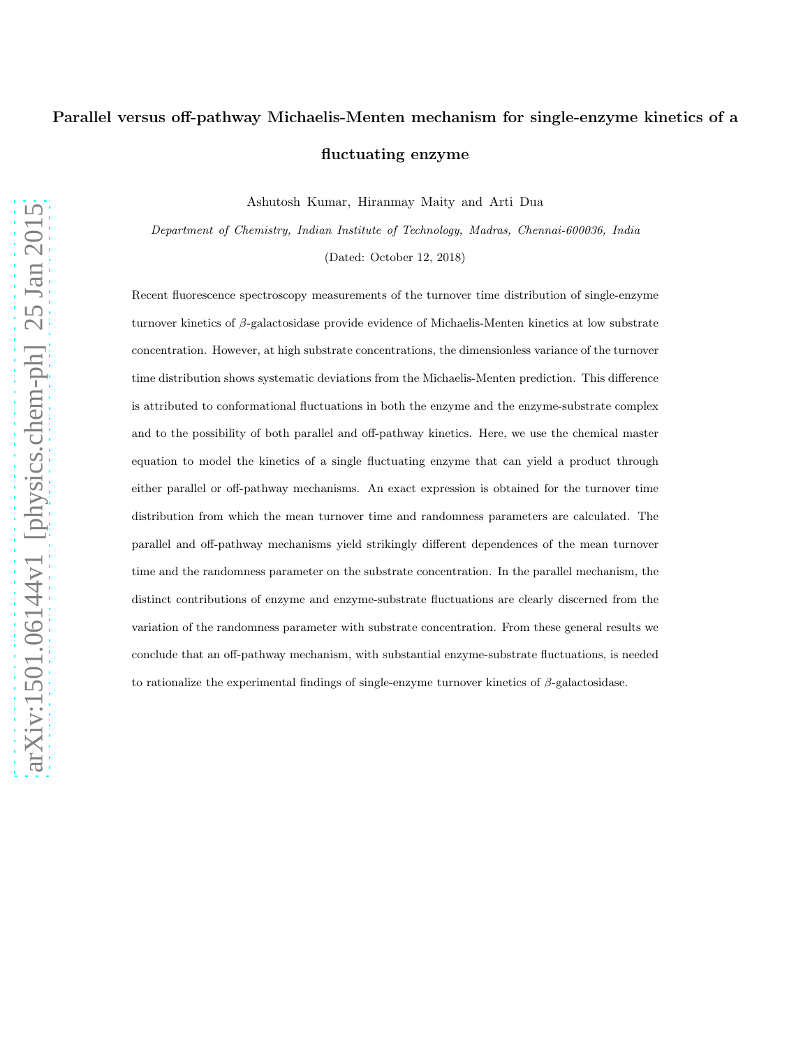# Parallel versus off-pathway Michaelis-Menten mechanism for single-enzyme kinetics of a fluctuating enzyme

Ashutosh Kumar, Hiranmay Maity and Arti Dua

*Department of Chemistry, Indian Institute of Technology, Madras, Chennai-600036, India*

(Dated: October 12, 2018)

Recent fluorescence spectroscopy measurements of the turnover time distribution of single-enzyme turnover kinetics of $\beta$-galactosidase provide evidence of Michaelis-Menten kinetics at low substrate concentration. However, at high substrate concentrations, the dimensionless variance of the turnover time distribution shows systematic deviations from the Michaelis-Menten prediction. This difference is attributed to conformational fluctuations in both the enzyme and the enzyme-substrate complex and to the possibility of both parallel and off-pathway kinetics. Here, we use the chemical master equation to model the kinetics of a single fluctuating enzyme that can yield a product through either parallel or off-pathway mechanisms. An exact expression is obtained for the turnover time distribution from which the mean turnover time and randomness parameters are calculated. The parallel and off-pathway mechanisms yield strikingly different dependences of the mean turnover time and the randomness parameter on the substrate concentration. In the parallel mechanism, the distinct contributions of enzyme and enzyme-substrate fluctuations are clearly discerned from the variation of the randomness parameter with substrate concentration. From these general results we conclude that an off-pathway mechanism, with substantial enzyme-substrate fluctuations, is needed to rationalize the experimental findings of single-enzyme turnover kinetics of $\beta$-galactosidase.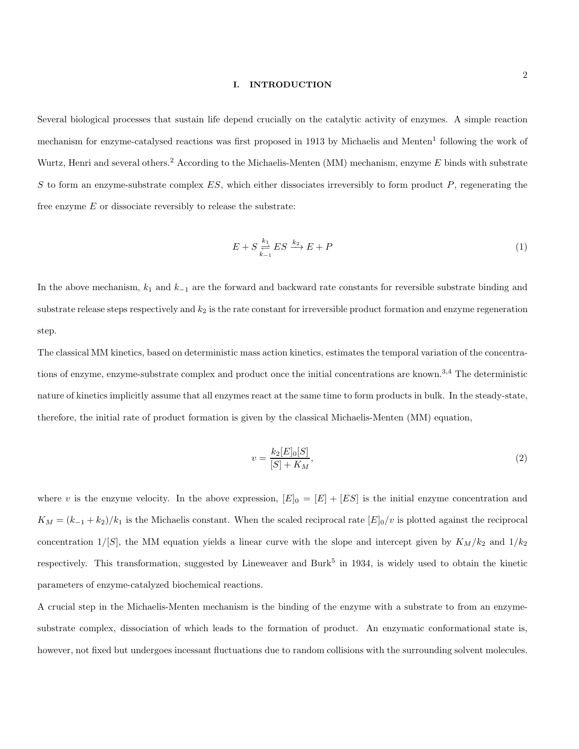## I. INTRODUCTION

Several biological processes that sustain life depend crucially on the catalytic activity of enzymes. A simple reaction mechanism for enzyme-catalysed reactions was first proposed in 1913 by Michaelis and Menten[1] following the work of Wurtz, Henri and several others.[2] According to the Michaelis-Menten (MM) mechanism, enzyme $E$ binds with substrate $S$ to form an enzyme-substrate complex $ES$, which either dissociates irreversibly to form product $P$, regenerating the free enzyme $E$ or dissociate reversibly to release the substrate:

$$E + S \underset{k_{-1}}{\overset{k_1}{\rightleftharpoons}} ES \xrightarrow{k_2} E + P \tag{1}$$

In the above mechanism, $k_1$ and $k_{-1}$ are the forward and backward rate constants for reversible substrate binding and substrate release steps respectively and $k_2$ is the rate constant for irreversible product formation and enzyme regeneration step.

The classical MM kinetics, based on deterministic mass action kinetics, estimates the temporal variation of the concentrations of enzyme, enzyme-substrate complex and product once the initial concentrations are known.[3,4] The deterministic nature of kinetics implicitly assume that all enzymes react at the same time to form products in bulk. In the steady-state, therefore, the initial rate of product formation is given by the classical Michaelis-Menten (MM) equation,

$$v = \frac{k_2[E]_0[S]}{[S] + K_M}, \tag{2}$$

where $v$ is the enzyme velocity. In the above expression, $[E]_0 = [E] + [ES]$ is the initial enzyme concentration and $K_M = (k_{-1} + k_2)/k_1$ is the Michaelis constant. When the scaled reciprocal rate $[E]_0/v$ is plotted against the reciprocal concentration $1/[S]$, the MM equation yields a linear curve with the slope and intercept given by $K_M/k_2$ and $1/k_2$ respectively. This transformation, suggested by Lineweaver and Burk[5] in 1934, is widely used to obtain the kinetic parameters of enzyme-catalyzed biochemical reactions.

A crucial step in the Michaelis-Menten mechanism is the binding of the enzyme with a substrate to from an enzyme-substrate complex, dissociation of which leads to the formation of product. An enzymatic conformational state is, however, not fixed but undergoes incessant fluctuations due to random collisions with the surrounding solvent molecules.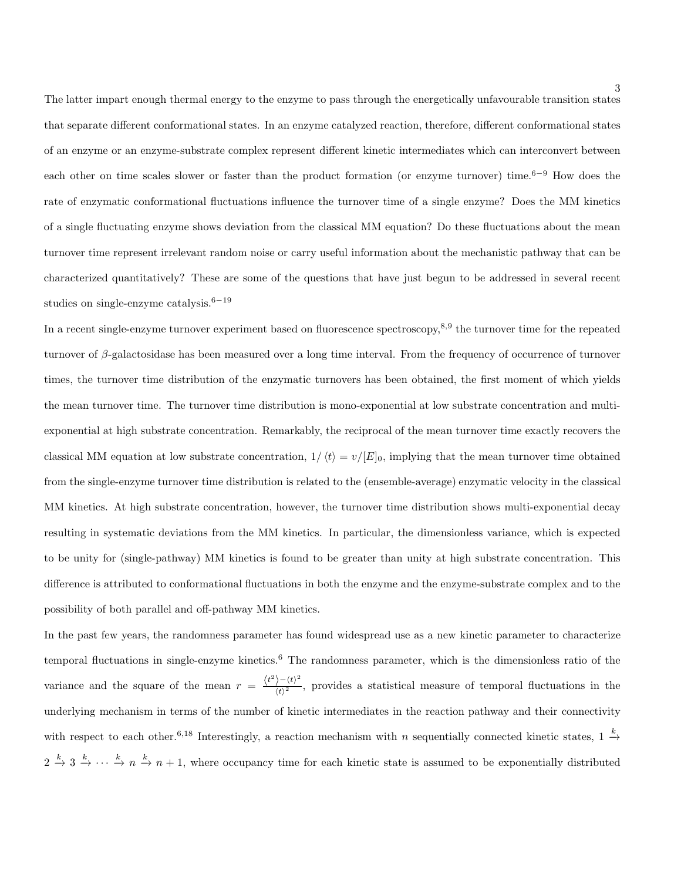The latter impart enough thermal energy to the enzyme to pass through the energetically unfavourable transition states that separate different conformational states. In an enzyme catalyzed reaction, therefore, different conformational states of an enzyme or an enzyme-substrate complex represent different kinetic intermediates which can interconvert between each other on time scales slower or faster than the product formation (or enzyme turnover) time.[6−9] How does the rate of enzymatic conformational fluctuations influence the turnover time of a single enzyme? Does the MM kinetics of a single fluctuating enzyme shows deviation from the classical MM equation? Do these fluctuations about the mean turnover time represent irrelevant random noise or carry useful information about the mechanistic pathway that can be characterized quantitatively? These are some of the questions that have just begun to be addressed in several recent studies on single-enzyme catalysis.[6−19]

In a recent single-enzyme turnover experiment based on fluorescence spectroscopy,[8,9] the turnover time for the repeated turnover of $\beta$-galactosidase has been measured over a long time interval. From the frequency of occurrence of turnover times, the turnover time distribution of the enzymatic turnovers has been obtained, the first moment of which yields the mean turnover time. The turnover time distribution is mono-exponential at low substrate concentration and multi-exponential at high substrate concentration. Remarkably, the reciprocal of the mean turnover time exactly recovers the classical MM equation at low substrate concentration, $1/\langle t\rangle = v/[E]_0$, implying that the mean turnover time obtained from the single-enzyme turnover time distribution is related to the (ensemble-average) enzymatic velocity in the classical MM kinetics. At high substrate concentration, however, the turnover time distribution shows multi-exponential decay resulting in systematic deviations from the MM kinetics. In particular, the dimensionless variance, which is expected to be unity for (single-pathway) MM kinetics is found to be greater than unity at high substrate concentration. This difference is attributed to conformational fluctuations in both the enzyme and the enzyme-substrate complex and to the possibility of both parallel and off-pathway MM kinetics.

In the past few years, the randomness parameter has found widespread use as a new kinetic parameter to characterize temporal fluctuations in single-enzyme kinetics.[6] The randomness parameter, which is the dimensionless ratio of the variance and the square of the mean $r = \frac{\langle t^2\rangle - \langle t\rangle^2}{\langle t\rangle^2}$, provides a statistical measure of temporal fluctuations in the underlying mechanism in terms of the number of kinetic intermediates in the reaction pathway and their connectivity with respect to each other.[6,18] Interestingly, a reaction mechanism with $n$ sequentially connected kinetic states, $1 \xrightarrow{k} 2 \xrightarrow{k} 3 \xrightarrow{k} \cdots \xrightarrow{k} n \xrightarrow{k} n+1$, where occupancy time for each kinetic state is assumed to be exponentially distributed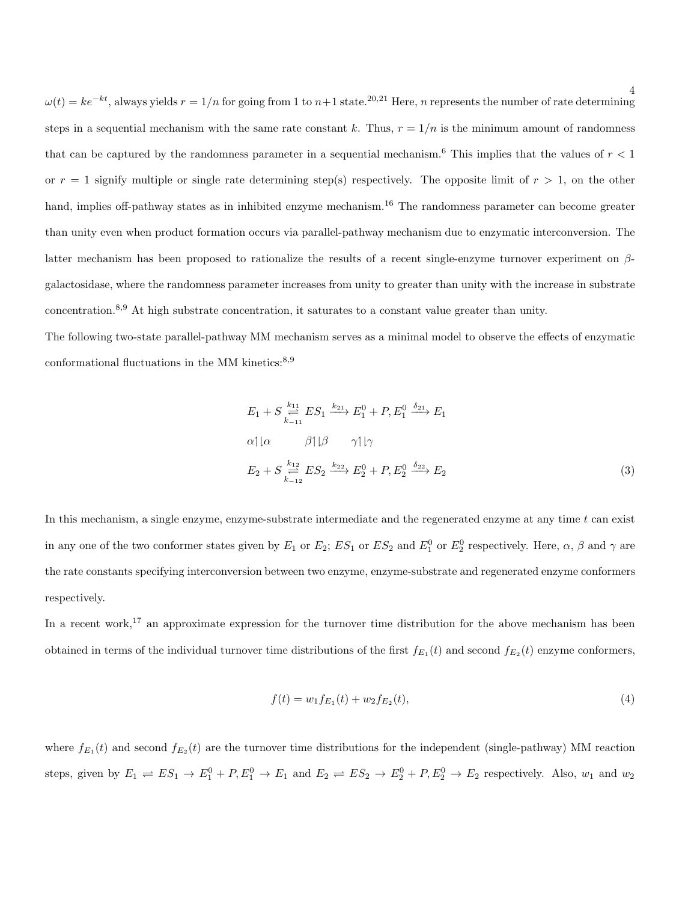$\omega(t) = ke^{-kt}$, always yields $r = 1/n$ for going from 1 to $n+1$ state.[20,21] Here, $n$ represents the number of rate determining steps in a sequential mechanism with the same rate constant $k$. Thus, $r = 1/n$ is the minimum amount of randomness that can be captured by the randomness parameter in a sequential mechanism.[6] This implies that the values of $r < 1$ or $r = 1$ signify multiple or single rate determining step(s) respectively. The opposite limit of $r > 1$, on the other hand, implies off-pathway states as in inhibited enzyme mechanism.[16] The randomness parameter can become greater than unity even when product formation occurs via parallel-pathway mechanism due to enzymatic interconversion. The latter mechanism has been proposed to rationalize the results of a recent single-enzyme turnover experiment on $\beta$-galactosidase, where the randomness parameter increases from unity to greater than unity with the increase in substrate concentration.[8,9] At high substrate concentration, it saturates to a constant value greater than unity.

The following two-state parallel-pathway MM mechanism serves as a minimal model to observe the effects of enzymatic conformational fluctuations in the MM kinetics:[8,9]

$$
\begin{array}{lll}
E_1 + S \underset{k_{-11}}{\overset{k_{11}}{\rightleftharpoons}} ES_1 \xrightarrow{k_{21}} E_1^0 + P, & E_1^0 \xrightarrow{\delta_{21}} E_1 & \\
\alpha \upharpoonleft\downharpoonright \alpha \qquad\qquad \beta \upharpoonleft\downharpoonright \beta \qquad \gamma \upharpoonleft\downharpoonright \gamma & & \\
E_2 + S \underset{k_{-12}}{\overset{k_{12}}{\rightleftharpoons}} ES_2 \xrightarrow{k_{22}} E_2^0 + P, & E_2^0 \xrightarrow{\delta_{22}} E_2 & 
\end{array}
\tag{3}
$$

In this mechanism, a single enzyme, enzyme-substrate intermediate and the regenerated enzyme at any time $t$ can exist in any one of the two conformer states given by $E_1$ or $E_2$; $ES_1$ or $ES_2$ and $E_1^0$ or $E_2^0$ respectively. Here, $\alpha$, $\beta$ and $\gamma$ are the rate constants specifying interconversion between two enzyme, enzyme-substrate and regenerated enzyme conformers respectively.

In a recent work,[17] an approximate expression for the turnover time distribution for the above mechanism has been obtained in terms of the individual turnover time distributions of the first $f_{E_1}(t)$ and second $f_{E_2}(t)$ enzyme conformers,

$$
f(t) = w_1 f_{E_1}(t) + w_2 f_{E_2}(t), \tag{4}
$$

where $f_{E_1}(t)$ and second $f_{E_2}(t)$ are the turnover time distributions for the independent (single-pathway) MM reaction steps, given by $E_1 \rightleftharpoons ES_1 \rightarrow E_1^0 + P, E_1^0 \rightarrow E_1$ and $E_2 \rightleftharpoons ES_2 \rightarrow E_2^0 + P, E_2^0 \rightarrow E_2$ respectively. Also, $w_1$ and $w_2$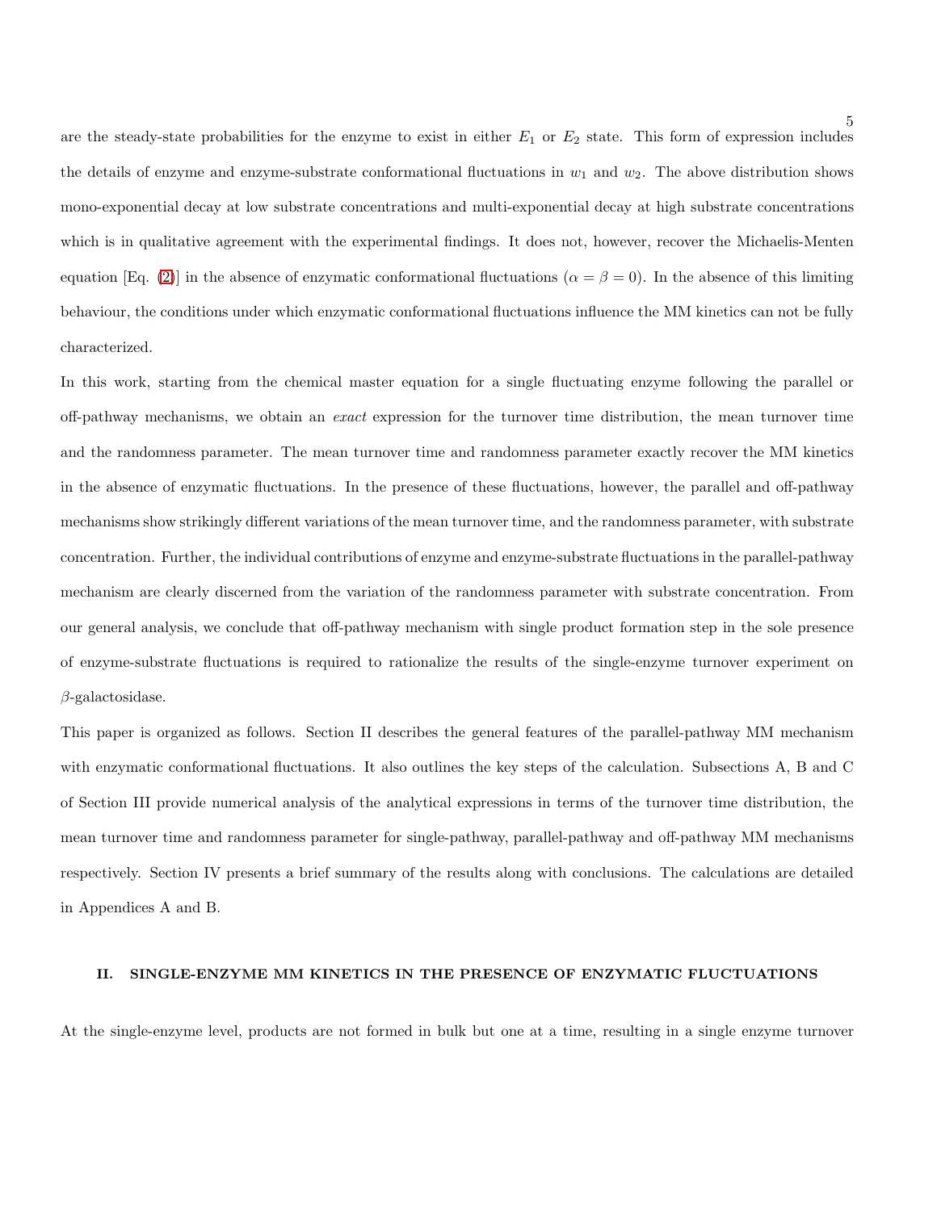are the steady-state probabilities for the enzyme to exist in either $E_1$ or $E_2$ state. This form of expression includes the details of enzyme and enzyme-substrate conformational fluctuations in $w_1$ and $w_2$. The above distribution shows mono-exponential decay at low substrate concentrations and multi-exponential decay at high substrate concentrations which is in qualitative agreement with the experimental findings. It does not, however, recover the Michaelis-Menten equation [Eq. (2)] in the absence of enzymatic conformational fluctuations ($\alpha = \beta = 0$). In the absence of this limiting behaviour, the conditions under which enzymatic conformational fluctuations influence the MM kinetics can not be fully characterized.

In this work, starting from the chemical master equation for a single fluctuating enzyme following the parallel or off-pathway mechanisms, we obtain an *exact* expression for the turnover time distribution, the mean turnover time and the randomness parameter. The mean turnover time and randomness parameter exactly recover the MM kinetics in the absence of enzymatic fluctuations. In the presence of these fluctuations, however, the parallel and off-pathway mechanisms show strikingly different variations of the mean turnover time, and the randomness parameter, with substrate concentration. Further, the individual contributions of enzyme and enzyme-substrate fluctuations in the parallel-pathway mechanism are clearly discerned from the variation of the randomness parameter with substrate concentration. From our general analysis, we conclude that off-pathway mechanism with single product formation step in the sole presence of enzyme-substrate fluctuations is required to rationalize the results of the single-enzyme turnover experiment on $\beta$-galactosidase.

This paper is organized as follows. Section II describes the general features of the parallel-pathway MM mechanism with enzymatic conformational fluctuations. It also outlines the key steps of the calculation. Subsections A, B and C of Section III provide numerical analysis of the analytical expressions in terms of the turnover time distribution, the mean turnover time and randomness parameter for single-pathway, parallel-pathway and off-pathway MM mechanisms respectively. Section IV presents a brief summary of the results along with conclusions. The calculations are detailed in Appendices A and B.

## II. SINGLE-ENZYME MM KINETICS IN THE PRESENCE OF ENZYMATIC FLUCTUATIONS

At the single-enzyme level, products are not formed in bulk but one at a time, resulting in a single enzyme turnover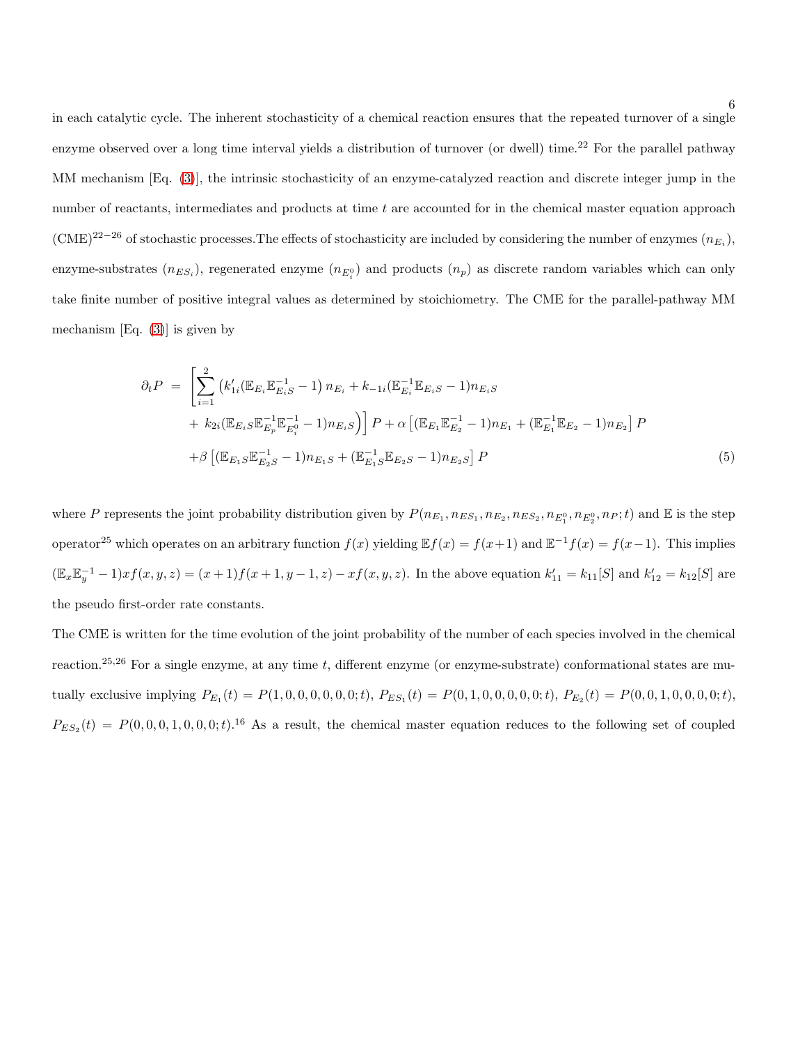in each catalytic cycle. The inherent stochasticity of a chemical reaction ensures that the repeated turnover of a single enzyme observed over a long time interval yields a distribution of turnover (or dwell) time.[22] For the parallel pathway MM mechanism [Eq. (3)], the intrinsic stochasticity of an enzyme-catalyzed reaction and discrete integer jump in the number of reactants, intermediates and products at time $t$ are accounted for in the chemical master equation approach (CME)[22−26] of stochastic processes.The effects of stochasticity are included by considering the number of enzymes ($n_{E_i}$), enzyme-substrates ($n_{ES_i}$), regenerated enzyme ($n_{E_i^0}$) and products ($n_p$) as discrete random variables which can only take finite number of positive integral values as determined by stoichiometry. The CME for the parallel-pathway MM mechanism [Eq. (3)] is given by

$$
\begin{aligned}
\partial_t P \;=\; & \Bigg[\sum_{i=1}^{2} \Big(k'_{1i}(\mathbb{E}_{E_i}\mathbb{E}_{E_iS}^{-1} - 1)\, n_{E_i} + k_{-1i}(\mathbb{E}_{E_i}^{-1}\mathbb{E}_{E_iS} - 1) n_{E_iS} \\
& + \; k_{2i}(\mathbb{E}_{E_iS}\mathbb{E}_{E_p}^{-1}\mathbb{E}_{E_i^0}^{-1} - 1) n_{E_iS}\Big)\Bigg] P + \alpha\left[(\mathbb{E}_{E_1}\mathbb{E}_{E_2}^{-1} - 1) n_{E_1} + (\mathbb{E}_{E_1}^{-1}\mathbb{E}_{E_2} - 1) n_{E_2}\right] P \\
& + \beta\left[(\mathbb{E}_{E_1S}\mathbb{E}_{E_2S}^{-1} - 1) n_{E_1S} + (\mathbb{E}_{E_1S}^{-1}\mathbb{E}_{E_2S} - 1) n_{E_2S}\right] P
\end{aligned}
\tag{5}
$$

where $P$ represents the joint probability distribution given by $P(n_{E_1}, n_{ES_1}, n_{E_2}, n_{ES_2}, n_{E_1^0}, n_{E_2^0}, n_P; t)$ and $\mathbb{E}$ is the step operator[25] which operates on an arbitrary function $f(x)$ yielding $\mathbb{E}f(x) = f(x+1)$ and $\mathbb{E}^{-1}f(x) = f(x-1)$. This implies $(\mathbb{E}_x\mathbb{E}_y^{-1} - 1)xf(x,y,z) = (x+1)f(x+1, y-1, z) - xf(x,y,z)$. In the above equation $k'_{11} = k_{11}[S]$ and $k'_{12} = k_{12}[S]$ are the pseudo first-order rate constants.

The CME is written for the time evolution of the joint probability of the number of each species involved in the chemical reaction.[25,26] For a single enzyme, at any time $t$, different enzyme (or enzyme-substrate) conformational states are mutually exclusive implying $P_{E_1}(t) = P(1,0,0,0,0,0,0;t)$, $P_{ES_1}(t) = P(0,1,0,0,0,0,0;t)$, $P_{E_2}(t) = P(0,0,1,0,0,0,0;t)$, $P_{ES_2}(t) = P(0,0,0,1,0,0,0;t)$.[16] As a result, the chemical master equation reduces to the following set of coupled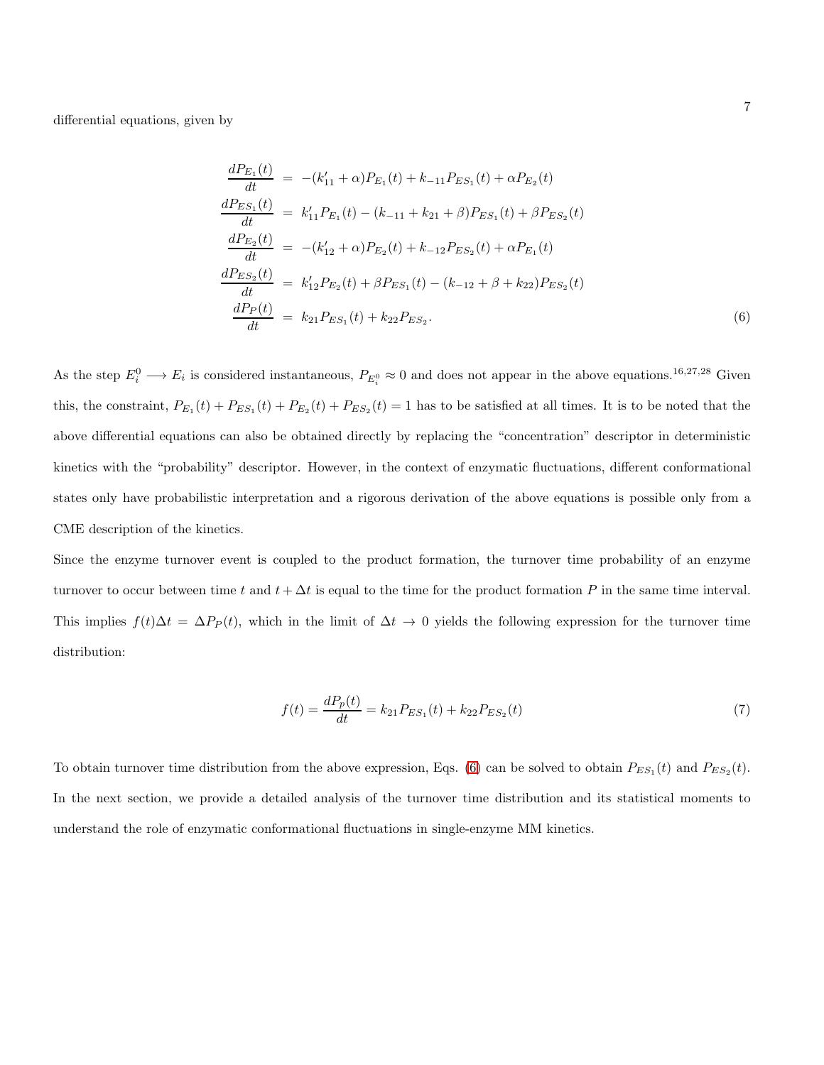differential equations, given by

$$
\begin{aligned}
\frac{dP_{E_1}(t)}{dt} &= -(k'_{11}+\alpha)P_{E_1}(t) + k_{-11}P_{ES_1}(t) + \alpha P_{E_2}(t) \\
\frac{dP_{ES_1}(t)}{dt} &= k'_{11}P_{E_1}(t) - (k_{-11}+k_{21}+\beta)P_{ES_1}(t) + \beta P_{ES_2}(t) \\
\frac{dP_{E_2}(t)}{dt} &= -(k'_{12}+\alpha)P_{E_2}(t) + k_{-12}P_{ES_2}(t) + \alpha P_{E_1}(t) \\
\frac{dP_{ES_2}(t)}{dt} &= k'_{12}P_{E_2}(t) + \beta P_{ES_1}(t) - (k_{-12}+\beta+k_{22})P_{ES_2}(t) \\
\frac{dP_P(t)}{dt} &= k_{21}P_{ES_1}(t) + k_{22}P_{ES_2}.
\end{aligned}
\tag{6}
$$

As the step $E_i^0 \longrightarrow E_i$ is considered instantaneous, $P_{E_i^0} \approx 0$ and does not appear in the above equations.[16,27,28] Given this, the constraint, $P_{E_1}(t) + P_{ES_1}(t) + P_{E_2}(t) + P_{ES_2}(t) = 1$ has to be satisfied at all times. It is to be noted that the above differential equations can also be obtained directly by replacing the "concentration" descriptor in deterministic kinetics with the "probability" descriptor. However, in the context of enzymatic fluctuations, different conformational states only have probabilistic interpretation and a rigorous derivation of the above equations is possible only from a CME description of the kinetics.

Since the enzyme turnover event is coupled to the product formation, the turnover time probability of an enzyme turnover to occur between time $t$ and $t + \Delta t$ is equal to the time for the product formation $P$ in the same time interval. This implies $f(t)\Delta t = \Delta P_P(t)$, which in the limit of $\Delta t \to 0$ yields the following expression for the turnover time distribution:

$$
f(t) = \frac{dP_p(t)}{dt} = k_{21}P_{ES_1}(t) + k_{22}P_{ES_2}(t) \tag{7}
$$

To obtain turnover time distribution from the above expression, Eqs. (6) can be solved to obtain $P_{ES_1}(t)$ and $P_{ES_2}(t)$. In the next section, we provide a detailed analysis of the turnover time distribution and its statistical moments to understand the role of enzymatic conformational fluctuations in single-enzyme MM kinetics.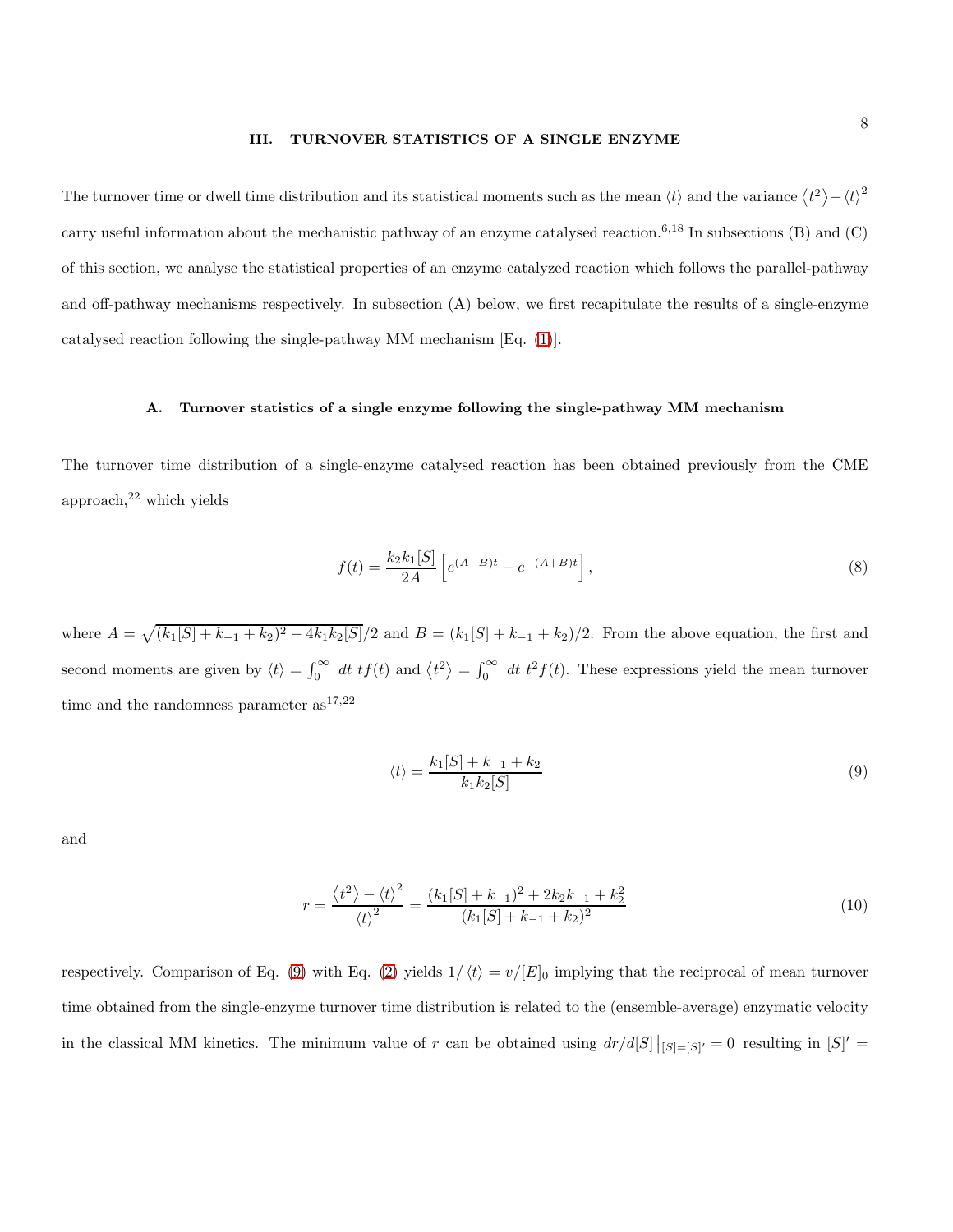## III. TURNOVER STATISTICS OF A SINGLE ENZYME

The turnover time or dwell time distribution and its statistical moments such as the mean $\langle t \rangle$ and the variance $\langle t^2 \rangle - \langle t \rangle^2$ carry useful information about the mechanistic pathway of an enzyme catalysed reaction.[6,18] In subsections (B) and (C) of this section, we analyse the statistical properties of an enzyme catalyzed reaction which follows the parallel-pathway and off-pathway mechanisms respectively. In subsection (A) below, we first recapitulate the results of a single-enzyme catalysed reaction following the single-pathway MM mechanism [Eq. (1)].

### A. Turnover statistics of a single enzyme following the single-pathway MM mechanism

The turnover time distribution of a single-enzyme catalysed reaction has been obtained previously from the CME approach,[22] which yields

$$f(t) = \frac{k_2 k_1 [S]}{2A} \left[ e^{(A-B)t} - e^{-(A+B)t} \right], \tag{8}$$

where $A = \sqrt{(k_1[S] + k_{-1} + k_2)^2 - 4k_1 k_2 [S]}/2$ and $B = (k_1[S] + k_{-1} + k_2)/2$. From the above equation, the first and second moments are given by $\langle t \rangle = \int_0^\infty \, dt \, t f(t)$ and $\langle t^2 \rangle = \int_0^\infty \, dt \, t^2 f(t)$. These expressions yield the mean turnover time and the randomness parameter as[17,22]

$$\langle t \rangle = \frac{k_1[S] + k_{-1} + k_2}{k_1 k_2 [S]} \tag{9}$$

and

$$r = \frac{\langle t^2 \rangle - \langle t \rangle^2}{\langle t \rangle^2} = \frac{(k_1[S] + k_{-1})^2 + 2k_2 k_{-1} + k_2^2}{(k_1[S] + k_{-1} + k_2)^2} \tag{10}$$

respectively. Comparison of Eq. (9) with Eq. (2) yields $1/\langle t \rangle = v/[E]_0$ implying that the reciprocal of mean turnover time obtained from the single-enzyme turnover time distribution is related to the (ensemble-average) enzymatic velocity in the classical MM kinetics. The minimum value of $r$ can be obtained using $dr/d[S]\big|_{[S]=[S]'} = 0$ resulting in $[S]' =$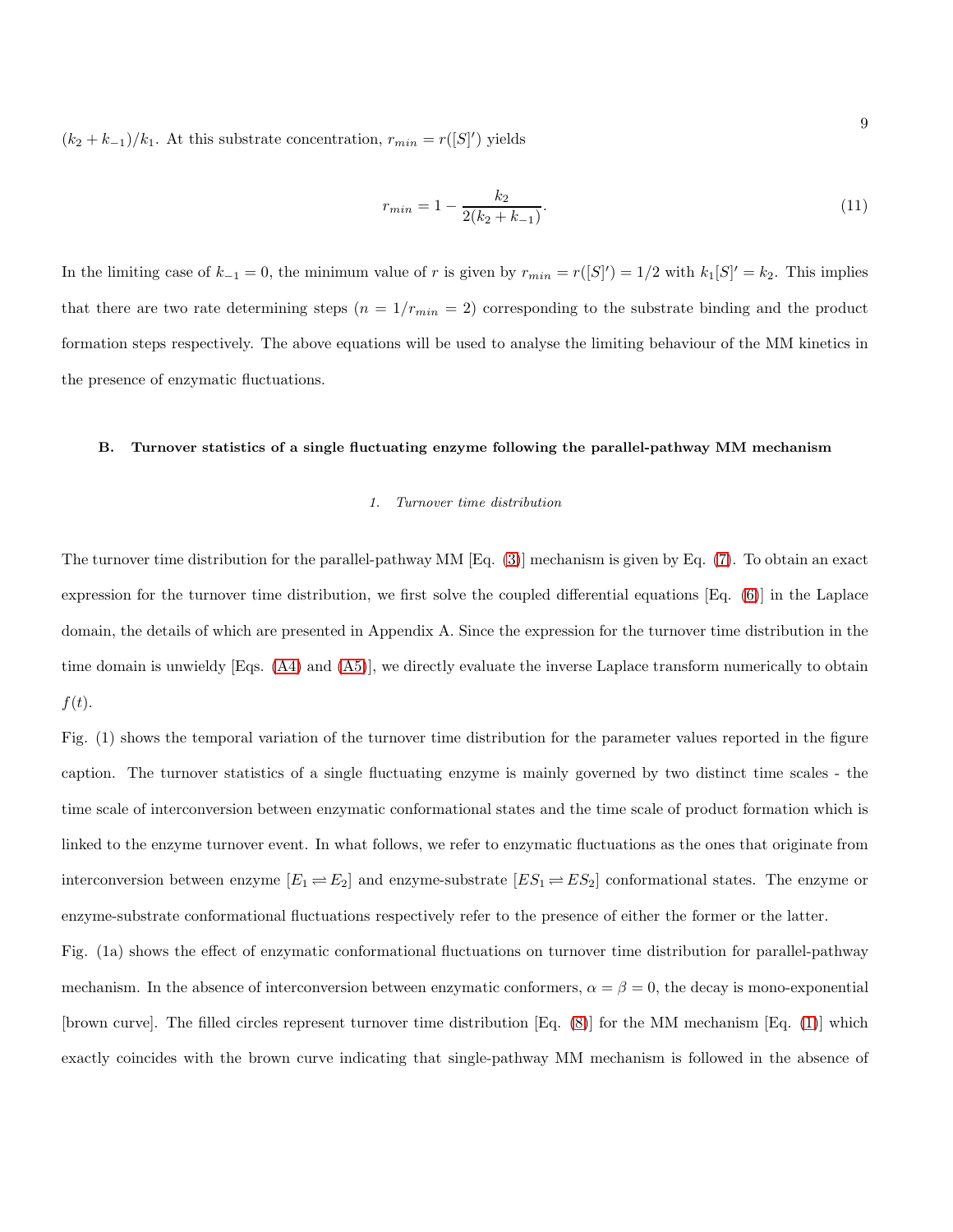$(k_2 + k_{-1})/k_1$. At this substrate concentration, $r_{min} = r([S]')$ yields

$$r_{min} = 1 - \frac{k_2}{2(k_2 + k_{-1})}. \tag{11}$$

In the limiting case of $k_{-1} = 0$, the minimum value of $r$ is given by $r_{min} = r([S]') = 1/2$ with $k_1[S]' = k_2$. This implies that there are two rate determining steps ($n = 1/r_{min} = 2$) corresponding to the substrate binding and the product formation steps respectively. The above equations will be used to analyse the limiting behaviour of the MM kinetics in the presence of enzymatic fluctuations.

### B. Turnover statistics of a single fluctuating enzyme following the parallel-pathway MM mechanism

#### *1. Turnover time distribution*

The turnover time distribution for the parallel-pathway MM [Eq. (3)] mechanism is given by Eq. (7). To obtain an exact expression for the turnover time distribution, we first solve the coupled differential equations [Eq. (6)] in the Laplace domain, the details of which are presented in Appendix A. Since the expression for the turnover time distribution in the time domain is unwieldy [Eqs. (A4) and (A5)], we directly evaluate the inverse Laplace transform numerically to obtain $f(t)$.

Fig. (1) shows the temporal variation of the turnover time distribution for the parameter values reported in the figure caption. The turnover statistics of a single fluctuating enzyme is mainly governed by two distinct time scales - the time scale of interconversion between enzymatic conformational states and the time scale of product formation which is linked to the enzyme turnover event. In what follows, we refer to enzymatic fluctuations as the ones that originate from interconversion between enzyme $[E_1 \rightleftharpoons E_2]$ and enzyme-substrate $[ES_1 \rightleftharpoons ES_2]$ conformational states. The enzyme or enzyme-substrate conformational fluctuations respectively refer to the presence of either the former or the latter.

Fig. (1a) shows the effect of enzymatic conformational fluctuations on turnover time distribution for parallel-pathway mechanism. In the absence of interconversion between enzymatic conformers, $\alpha = \beta = 0$, the decay is mono-exponential [brown curve]. The filled circles represent turnover time distribution [Eq. (8)] for the MM mechanism [Eq. (1)] which exactly coincides with the brown curve indicating that single-pathway MM mechanism is followed in the absence of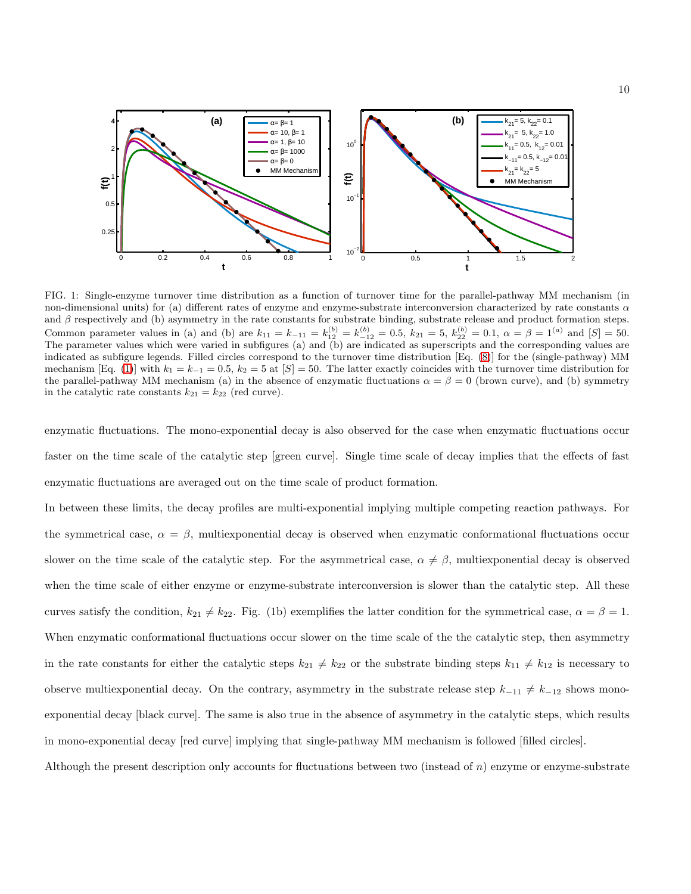FIG. 1: Single-enzyme turnover time distribution as a function of turnover time for the parallel-pathway MM mechanism (in non-dimensional units) for (a) different rates of enzyme and enzyme-substrate interconversion characterized by rate constants $\alpha$ and $\beta$ respectively and (b) asymmetry in the rate constants for substrate binding, substrate release and product formation steps. Common parameter values in (a) and (b) are $k_{11} = k_{-11} = k_{12}^{(b)} = k_{-12}^{(b)} = 0.5$, $k_{21} = 5$, $k_{22}^{(b)} = 0.1$, $\alpha = \beta = 1^{(a)}$ and $[S] = 50$. The parameter values which were varied in subfigures (a) and (b) are indicated as superscripts and the corresponding values are indicated as subfigure legends. Filled circles correspond to the turnover time distribution [Eq. (8)] for the (single-pathway) MM mechanism [Eq. (1)] with $k_1 = k_{-1} = 0.5$, $k_2 = 5$ at $[S] = 50$. The latter exactly coincides with the turnover time distribution for the parallel-pathway MM mechanism (a) in the absence of enzymatic fluctuations $\alpha = \beta = 0$ (brown curve), and (b) symmetry in the catalytic rate constants $k_{21} = k_{22}$ (red curve).

enzymatic fluctuations. The mono-exponential decay is also observed for the case when enzymatic fluctuations occur faster on the time scale of the catalytic step [green curve]. Single time scale of decay implies that the effects of fast enzymatic fluctuations are averaged out on the time scale of product formation.

In between these limits, the decay profiles are multi-exponential implying multiple competing reaction pathways. For the symmetrical case, $\alpha = \beta$, multiexponential decay is observed when enzymatic conformational fluctuations occur slower on the time scale of the catalytic step. For the asymmetrical case, $\alpha \neq \beta$, multiexponential decay is observed when the time scale of either enzyme or enzyme-substrate interconversion is slower than the catalytic step. All these curves satisfy the condition, $k_{21} \neq k_{22}$. Fig. (1b) exemplifies the latter condition for the symmetrical case, $\alpha = \beta = 1$. When enzymatic conformational fluctuations occur slower on the time scale of the the catalytic step, then asymmetry in the rate constants for either the catalytic steps $k_{21} \neq k_{22}$ or the substrate binding steps $k_{11} \neq k_{12}$ is necessary to observe multiexponential decay. On the contrary, asymmetry in the substrate release step $k_{-11} \neq k_{-12}$ shows mono-exponential decay [black curve]. The same is also true in the absence of asymmetry in the catalytic steps, which results in mono-exponential decay [red curve] implying that single-pathway MM mechanism is followed [filled circles].

Although the present description only accounts for fluctuations between two (instead of $n$) enzyme or enzyme-substrate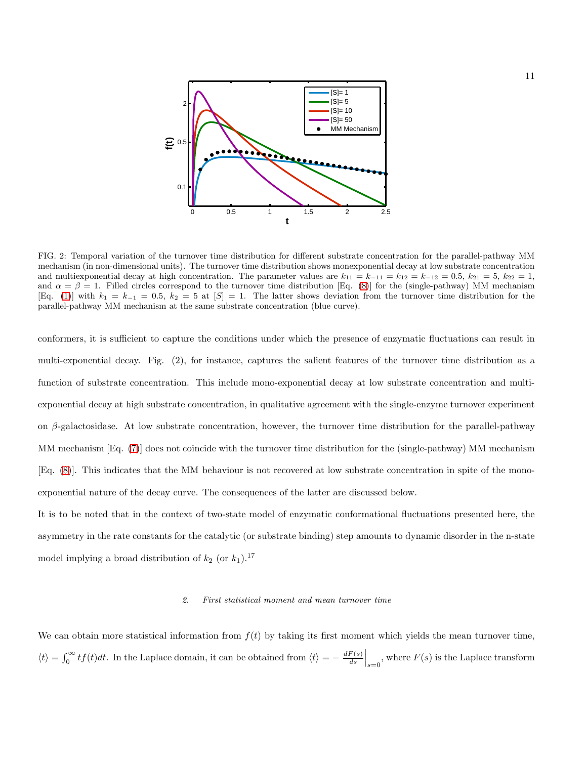FIG. 2: Temporal variation of the turnover time distribution for different substrate concentration for the parallel-pathway MM mechanism (in non-dimensional units). The turnover time distribution shows monexponential decay at low substrate concentration and multiexponential decay at high concentration. The parameter values are $k_{11} = k_{-11} = k_{12} = k_{-12} = 0.5$, $k_{21} = 5$, $k_{22} = 1$, and $\alpha = \beta = 1$. Filled circles correspond to the turnover time distribution [Eq. (8)] for the (single-pathway) MM mechanism [Eq. (1)] with $k_1 = k_{-1} = 0.5$, $k_2 = 5$ at $[S] = 1$. The latter shows deviation from the turnover time distribution for the parallel-pathway MM mechanism at the same substrate concentration (blue curve).

conformers, it is sufficient to capture the conditions under which the presence of enzymatic fluctuations can result in multi-exponential decay. Fig. (2), for instance, captures the salient features of the turnover time distribution as a function of substrate concentration. This include mono-exponential decay at low substrate concentration and multi-exponential decay at high substrate concentration, in qualitative agreement with the single-enzyme turnover experiment on $\beta$-galactosidase. At low substrate concentration, however, the turnover time distribution for the parallel-pathway MM mechanism [Eq. (7)] does not coincide with the turnover time distribution for the (single-pathway) MM mechanism [Eq. (8)]. This indicates that the MM behaviour is not recovered at low substrate concentration in spite of the mono-exponential nature of the decay curve. The consequences of the latter are discussed below.

It is to be noted that in the context of two-state model of enzymatic conformational fluctuations presented here, the asymmetry in the rate constants for the catalytic (or substrate binding) step amounts to dynamic disorder in the n-state model implying a broad distribution of $k_2$ (or $k_1$).[17]

### 2. *First statistical moment and mean turnover time*

We can obtain more statistical information from $f(t)$ by taking its first moment which yields the mean turnover time, $\langle t \rangle = \int_0^\infty t f(t) dt$. In the Laplace domain, it can be obtained from $\langle t \rangle = - \left.\frac{dF(s)}{ds}\right|_{s=0}$, where $F(s)$ is the Laplace transform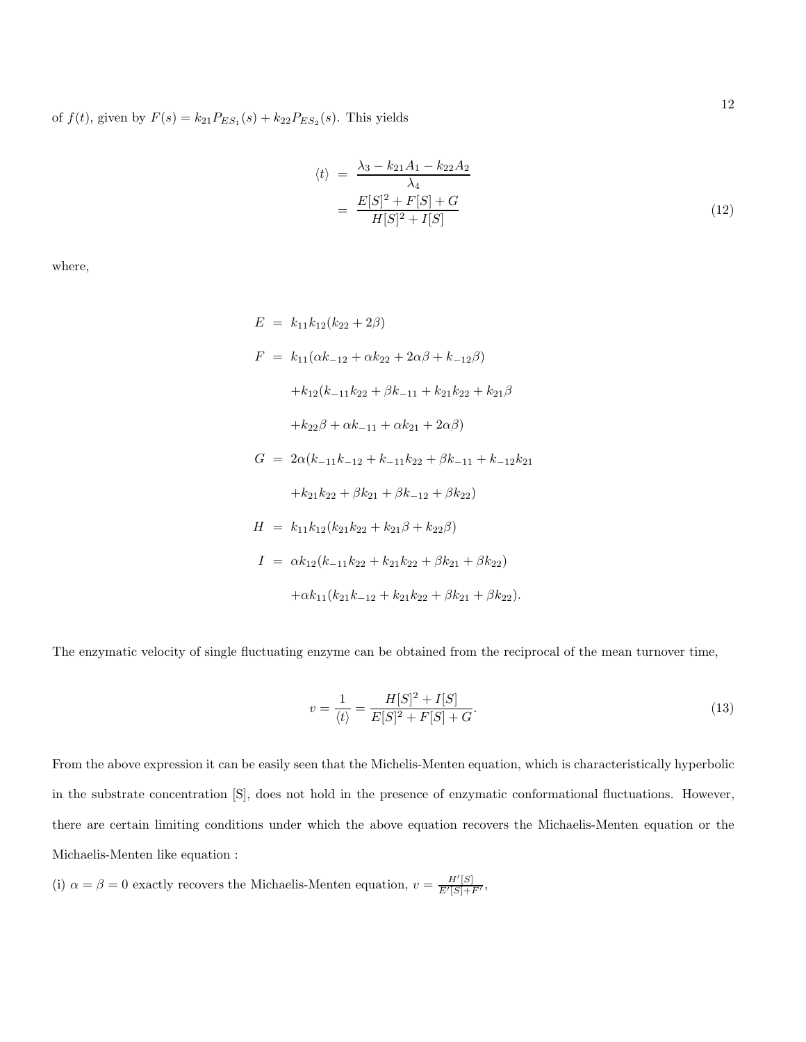of $f(t)$, given by $F(s) = k_{21}P_{ES_1}(s) + k_{22}P_{ES_2}(s)$. This yields

$$
\begin{aligned}
\langle t \rangle &= \frac{\lambda_3 - k_{21}A_1 - k_{22}A_2}{\lambda_4} \\
&= \frac{E[S]^2 + F[S] + G}{H[S]^2 + I[S]}
\end{aligned}
\tag{12}
$$

where,

$$
\begin{aligned}
E &= k_{11}k_{12}(k_{22} + 2\beta) \\
F &= k_{11}(\alpha k_{-12} + \alpha k_{22} + 2\alpha\beta + k_{-12}\beta) \\
&\quad + k_{12}(k_{-11}k_{22} + \beta k_{-11} + k_{21}k_{22} + k_{21}\beta \\
&\quad + k_{22}\beta + \alpha k_{-11} + \alpha k_{21} + 2\alpha\beta) \\
G &= 2\alpha(k_{-11}k_{-12} + k_{-11}k_{22} + \beta k_{-11} + k_{-12}k_{21} \\
&\quad + k_{21}k_{22} + \beta k_{21} + \beta k_{-12} + \beta k_{22}) \\
H &= k_{11}k_{12}(k_{21}k_{22} + k_{21}\beta + k_{22}\beta) \\
I &= \alpha k_{12}(k_{-11}k_{22} + k_{21}k_{22} + \beta k_{21} + \beta k_{22}) \\
&\quad + \alpha k_{11}(k_{21}k_{-12} + k_{21}k_{22} + \beta k_{21} + \beta k_{22}).
\end{aligned}
$$

The enzymatic velocity of single fluctuating enzyme can be obtained from the reciprocal of the mean turnover time,

$$
v = \frac{1}{\langle t \rangle} = \frac{H[S]^2 + I[S]}{E[S]^2 + F[S] + G}. \tag{13}
$$

From the above expression it can be easily seen that the Michelis-Menten equation, which is characteristically hyperbolic in the substrate concentration [S], does not hold in the presence of enzymatic conformational fluctuations. However, there are certain limiting conditions under which the above equation recovers the Michaelis-Menten equation or the Michaelis-Menten like equation :

(i) $\alpha = \beta = 0$ exactly recovers the Michaelis-Menten equation, $v = \frac{H'[S]}{E'[S]+F'}$,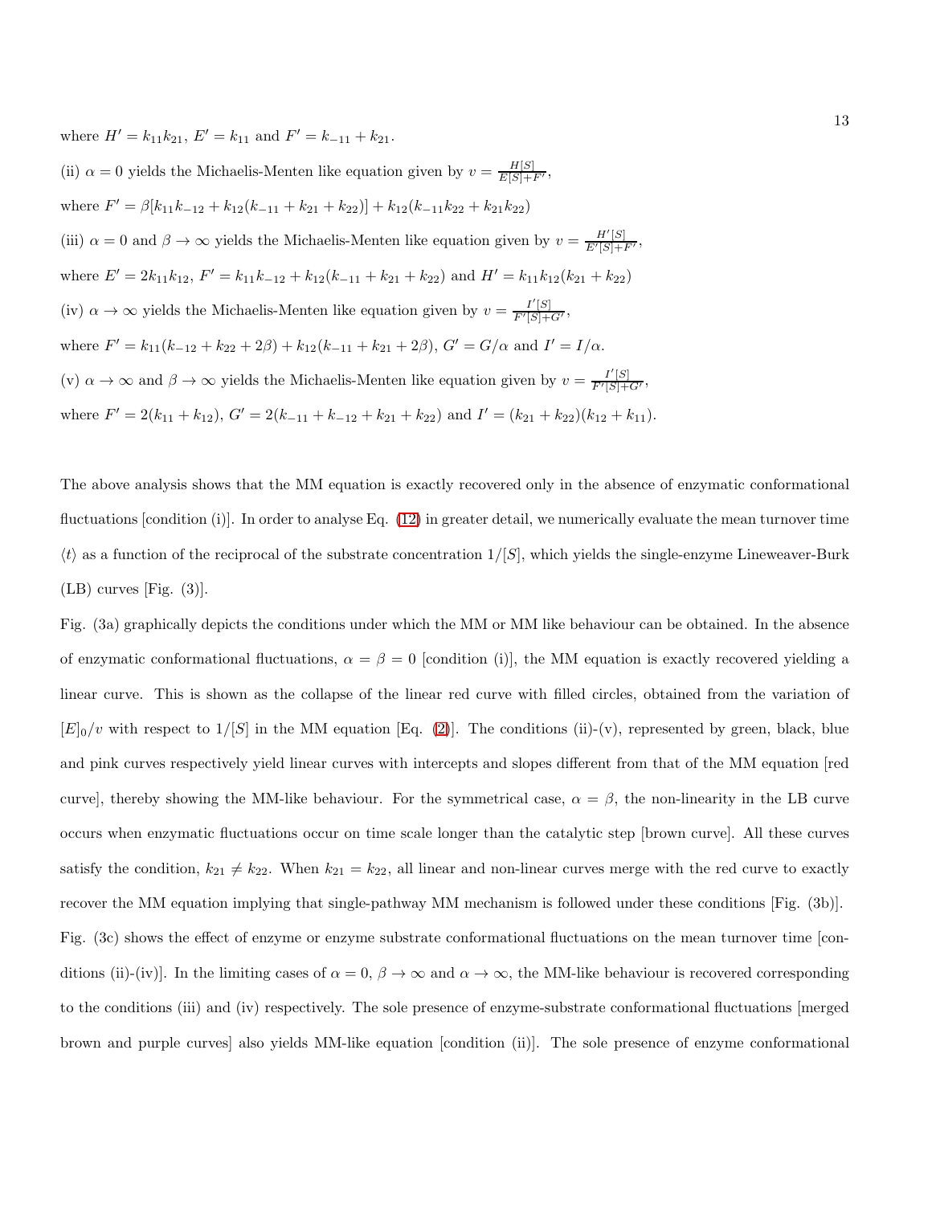where $H' = k_{11}k_{21}$, $E' = k_{11}$ and $F' = k_{-11} + k_{21}$.

(ii) $\alpha = 0$ yields the Michaelis-Menten like equation given by $v = \frac{H[S]}{E[S]+F'}$,

where $F' = \beta[k_{11}k_{-12} + k_{12}(k_{-11} + k_{21} + k_{22})] + k_{12}(k_{-11}k_{22} + k_{21}k_{22})$

(iii) $\alpha = 0$ and $\beta \to \infty$ yields the Michaelis-Menten like equation given by $v = \frac{H'[S]}{E'[S]+F'}$,

where $E' = 2k_{11}k_{12}$, $F' = k_{11}k_{-12} + k_{12}(k_{-11} + k_{21} + k_{22})$ and $H' = k_{11}k_{12}(k_{21} + k_{22})$

(iv) $\alpha \to \infty$ yields the Michaelis-Menten like equation given by $v = \frac{I'[S]}{F'[S]+G'}$,

where $F' = k_{11}(k_{-12} + k_{22} + 2\beta) + k_{12}(k_{-11} + k_{21} + 2\beta)$, $G' = G/\alpha$ and $I' = I/\alpha$.

(v) $\alpha \to \infty$ and $\beta \to \infty$ yields the Michaelis-Menten like equation given by $v = \frac{I'[S]}{F'[S]+G'}$,

where $F' = 2(k_{11} + k_{12})$, $G' = 2(k_{-11} + k_{-12} + k_{21} + k_{22})$ and $I' = (k_{21} + k_{22})(k_{12} + k_{11})$.

The above analysis shows that the MM equation is exactly recovered only in the absence of enzymatic conformational fluctuations [condition (i)]. In order to analyse Eq. (12) in greater detail, we numerically evaluate the mean turnover time $\langle t \rangle$ as a function of the reciprocal of the substrate concentration $1/[S]$, which yields the single-enzyme Lineweaver-Burk (LB) curves [Fig. (3)].

Fig. (3a) graphically depicts the conditions under which the MM or MM like behaviour can be obtained. In the absence of enzymatic conformational fluctuations, $\alpha = \beta = 0$ [condition (i)], the MM equation is exactly recovered yielding a linear curve. This is shown as the collapse of the linear red curve with filled circles, obtained from the variation of $[E]_0/v$ with respect to $1/[S]$ in the MM equation [Eq. (2)]. The conditions (ii)-(v), represented by green, black, blue and pink curves respectively yield linear curves with intercepts and slopes different from that of the MM equation [red curve], thereby showing the MM-like behaviour. For the symmetrical case, $\alpha = \beta$, the non-linearity in the LB curve occurs when enzymatic fluctuations occur on time scale longer than the catalytic step [brown curve]. All these curves satisfy the condition, $k_{21} \neq k_{22}$. When $k_{21} = k_{22}$, all linear and non-linear curves merge with the red curve to exactly recover the MM equation implying that single-pathway MM mechanism is followed under these conditions [Fig. (3b)].

Fig. (3c) shows the effect of enzyme or enzyme substrate conformational fluctuations on the mean turnover time [conditions (ii)-(iv)]. In the limiting cases of $\alpha = 0$, $\beta \to \infty$ and $\alpha \to \infty$, the MM-like behaviour is recovered corresponding to the conditions (iii) and (iv) respectively. The sole presence of enzyme-substrate conformational fluctuations [merged brown and purple curves] also yields MM-like equation [condition (ii)]. The sole presence of enzyme conformational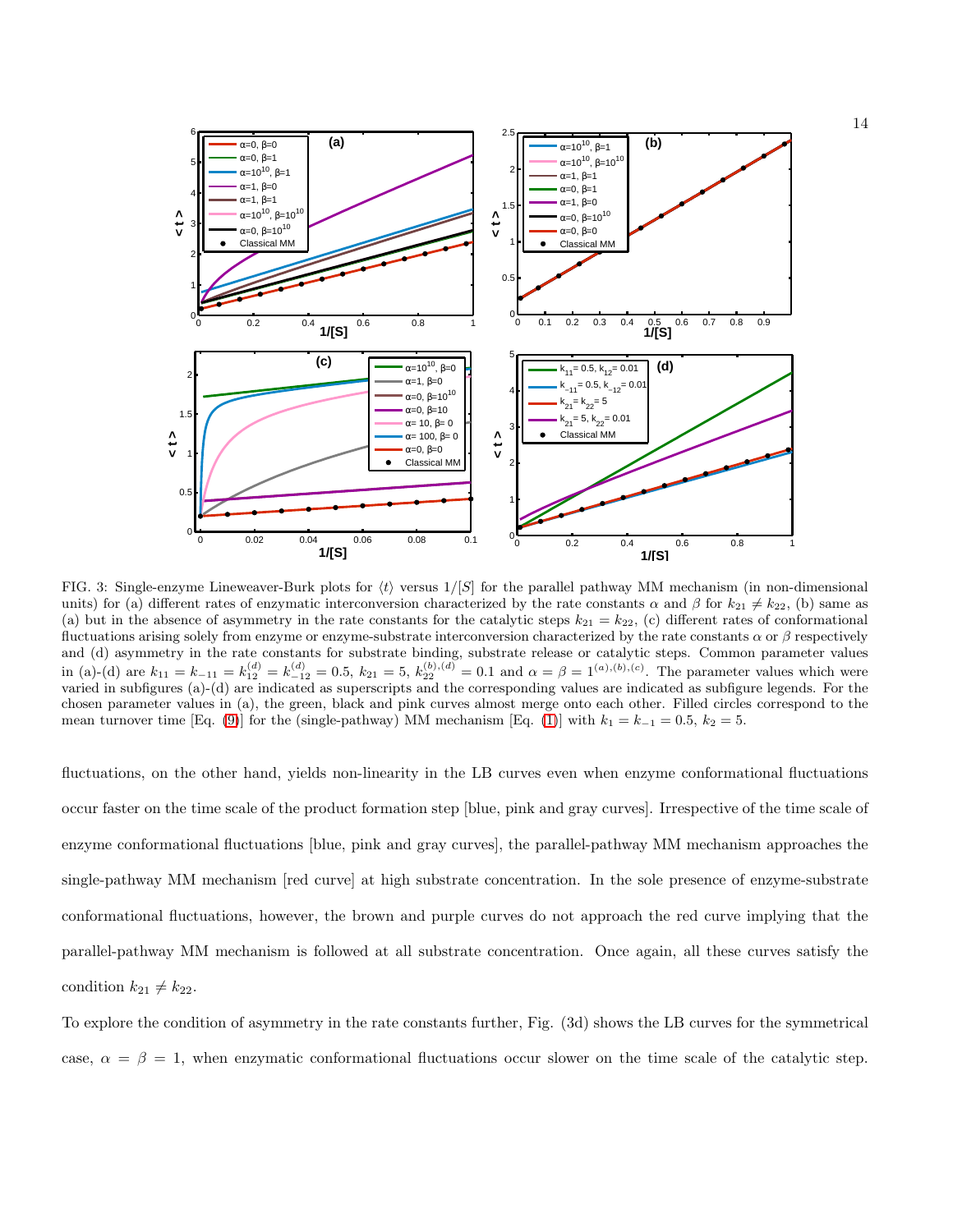FIG. 3: Single-enzyme Lineweaver-Burk plots for $\langle t \rangle$ versus $1/[S]$ for the parallel pathway MM mechanism (in non-dimensional units) for (a) different rates of enzymatic interconversion characterized by the rate constants $\alpha$ and $\beta$ for $k_{21} \neq k_{22}$, (b) same as (a) but in the absence of asymmetry in the rate constants for the catalytic steps $k_{21} = k_{22}$, (c) different rates of conformational fluctuations arising solely from enzyme or enzyme-substrate interconversion characterized by the rate constants $\alpha$ or $\beta$ respectively and (d) asymmetry in the rate constants for substrate binding, substrate release or catalytic steps. Common parameter values in (a)-(d) are $k_{11} = k_{-11} = k_{12}^{(d)} = k_{-12}^{(d)} = 0.5$, $k_{21} = 5$, $k_{22}^{(b),(d)} = 0.1$ and $\alpha = \beta = 1^{(a),(b),(c)}$. The parameter values which were varied in subfigures (a)-(d) are indicated as superscripts and the corresponding values are indicated as subfigure legends. For the chosen parameter values in (a), the green, black and pink curves almost merge onto each other. Filled circles correspond to the mean turnover time [Eq. (9)] for the (single-pathway) MM mechanism [Eq. (1)] with $k_1 = k_{-1} = 0.5$, $k_2 = 5$.

fluctuations, on the other hand, yields non-linearity in the LB curves even when enzyme conformational fluctuations occur faster on the time scale of the product formation step [blue, pink and gray curves]. Irrespective of the time scale of enzyme conformational fluctuations [blue, pink and gray curves], the parallel-pathway MM mechanism approaches the single-pathway MM mechanism [red curve] at high substrate concentration. In the sole presence of enzyme-substrate conformational fluctuations, however, the brown and purple curves do not approach the red curve implying that the parallel-pathway MM mechanism is followed at all substrate concentration. Once again, all these curves satisfy the condition $k_{21} \neq k_{22}$.

To explore the condition of asymmetry in the rate constants further, Fig. (3d) shows the LB curves for the symmetrical case, $\alpha = \beta = 1$, when enzymatic conformational fluctuations occur slower on the time scale of the catalytic step.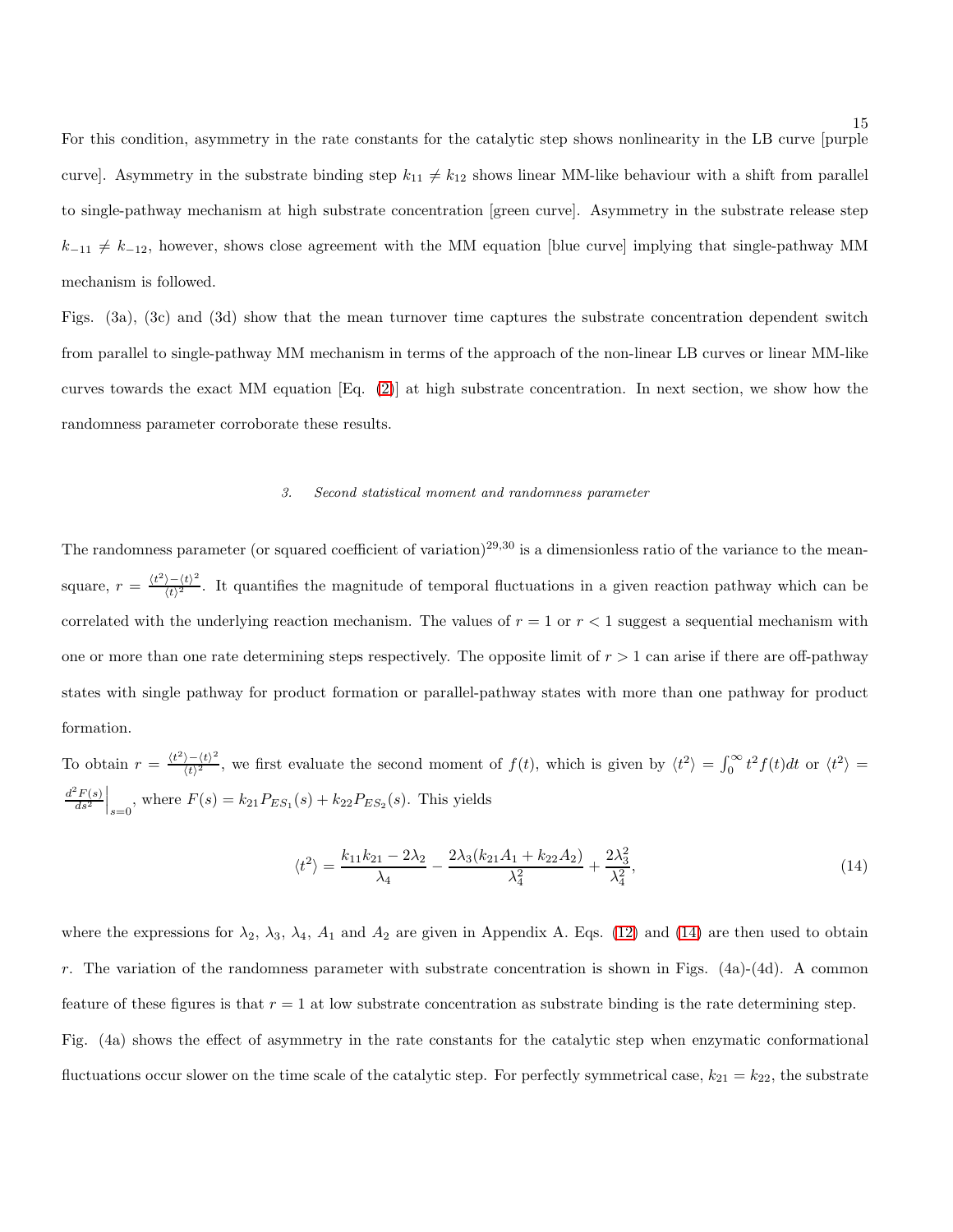For this condition, asymmetry in the rate constants for the catalytic step shows nonlinearity in the LB curve [purple curve]. Asymmetry in the substrate binding step $k_{11} \neq k_{12}$ shows linear MM-like behaviour with a shift from parallel to single-pathway mechanism at high substrate concentration [green curve]. Asymmetry in the substrate release step $k_{-11} \neq k_{-12}$, however, shows close agreement with the MM equation [blue curve] implying that single-pathway MM mechanism is followed.

Figs. (3a), (3c) and (3d) show that the mean turnover time captures the substrate concentration dependent switch from parallel to single-pathway MM mechanism in terms of the approach of the non-linear LB curves or linear MM-like curves towards the exact MM equation [Eq. (2)] at high substrate concentration. In next section, we show how the randomness parameter corroborate these results.

### 3. Second statistical moment and randomness parameter

The randomness parameter (or squared coefficient of variation)[29,30] is a dimensionless ratio of the variance to the mean-square, $r = \frac{\langle t^2 \rangle - \langle t \rangle^2}{\langle t \rangle^2}$. It quantifies the magnitude of temporal fluctuations in a given reaction pathway which can be correlated with the underlying reaction mechanism. The values of $r = 1$ or $r < 1$ suggest a sequential mechanism with one or more than one rate determining steps respectively. The opposite limit of $r > 1$ can arise if there are off-pathway states with single pathway for product formation or parallel-pathway states with more than one pathway for product formation.

To obtain $r = \frac{\langle t^2 \rangle - \langle t \rangle^2}{\langle t \rangle^2}$, we first evaluate the second moment of $f(t)$, which is given by $\langle t^2 \rangle = \int_0^\infty t^2 f(t) dt$ or $\langle t^2 \rangle = \frac{d^2 F(s)}{ds^2}\Big|_{s=0}$, where $F(s) = k_{21} P_{ES_1}(s) + k_{22} P_{ES_2}(s)$. This yields

$$\langle t^2 \rangle = \frac{k_{11} k_{21} - 2\lambda_2}{\lambda_4} - \frac{2\lambda_3 (k_{21} A_1 + k_{22} A_2)}{\lambda_4^2} + \frac{2\lambda_3^2}{\lambda_4^2}, \tag{14}$$

where the expressions for $\lambda_2$, $\lambda_3$, $\lambda_4$, $A_1$ and $A_2$ are given in Appendix A. Eqs. (12) and (14) are then used to obtain $r$. The variation of the randomness parameter with substrate concentration is shown in Figs. (4a)-(4d). A common feature of these figures is that $r = 1$ at low substrate concentration as substrate binding is the rate determining step. Fig. (4a) shows the effect of asymmetry in the rate constants for the catalytic step when enzymatic conformational fluctuations occur slower on the time scale of the catalytic step. For perfectly symmetrical case, $k_{21} = k_{22}$, the substrate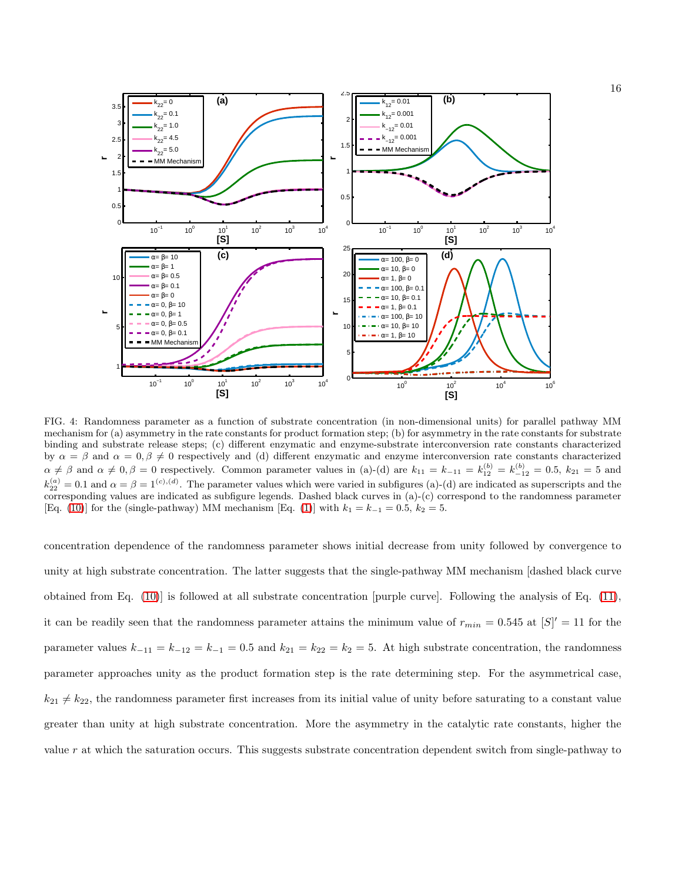FIG. 4: Randomness parameter as a function of substrate concentration (in non-dimensional units) for parallel pathway MM mechanism for (a) asymmetry in the rate constants for product formation step; (b) for asymmetry in the rate constants for substrate binding and substrate release steps; (c) different enzymatic and enzyme-substrate interconversion rate constants characterized by $\alpha = \beta$ and $\alpha = 0, \beta \neq 0$ respectively and (d) different enzymatic and enzyme interconversion rate constants characterized $\alpha \neq \beta$ and $\alpha \neq 0, \beta = 0$ respectively. Common parameter values in (a)-(d) are $k_{11} = k_{-11} = k_{12}^{(b)} = k_{-12}^{(b)} = 0.5$, $k_{21} = 5$ and $k_{22}^{(a)} = 0.1$ and $\alpha = \beta = 1^{(c),(d)}$. The parameter values which were varied in subfigures (a)-(d) are indicated as superscripts and the corresponding values are indicated as subfigure legends. Dashed black curves in (a)-(c) correspond to the randomness parameter [Eq. (10)] for the (single-pathway) MM mechanism [Eq. (1)] with $k_1 = k_{-1} = 0.5$, $k_2 = 5$.

concentration dependence of the randomness parameter shows initial decrease from unity followed by convergence to unity at high substrate concentration. The latter suggests that the single-pathway MM mechanism [dashed black curve obtained from Eq. (10)] is followed at all substrate concentration [purple curve]. Following the analysis of Eq. (11), it can be readily seen that the randomness parameter attains the minimum value of $r_{min} = 0.545$ at $[S]' = 11$ for the parameter values $k_{-11} = k_{-12} = k_{-1} = 0.5$ and $k_{21} = k_{22} = k_2 = 5$. At high substrate concentration, the randomness parameter approaches unity as the product formation step is the rate determining step. For the asymmetrical case, $k_{21} \neq k_{22}$, the randomness parameter first increases from its initial value of unity before saturating to a constant value greater than unity at high substrate concentration. More the asymmetry in the catalytic rate constants, higher the value $r$ at which the saturation occurs. This suggests substrate concentration dependent switch from single-pathway to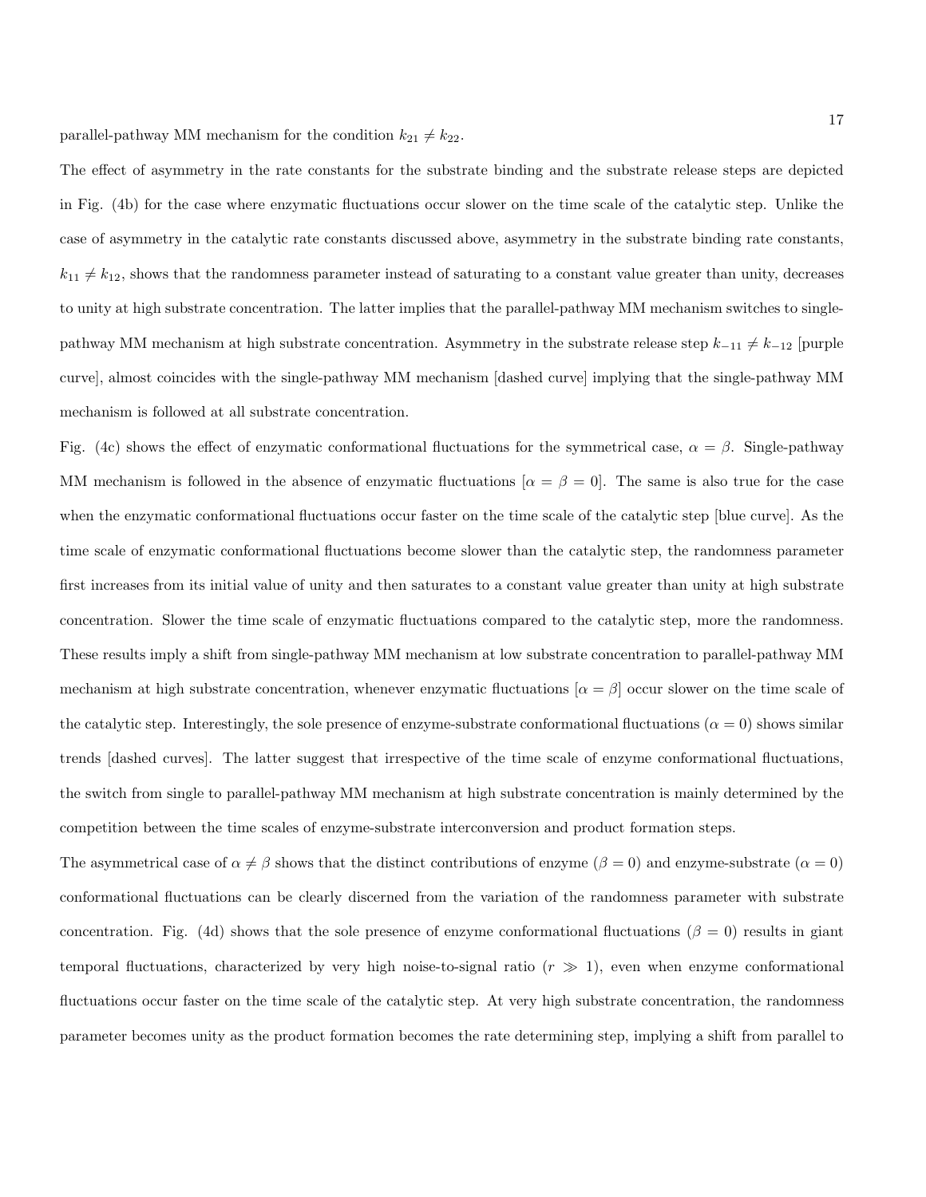parallel-pathway MM mechanism for the condition $k_{21} \neq k_{22}$.

The effect of asymmetry in the rate constants for the substrate binding and the substrate release steps are depicted in Fig. (4b) for the case where enzymatic fluctuations occur slower on the time scale of the catalytic step. Unlike the case of asymmetry in the catalytic rate constants discussed above, asymmetry in the substrate binding rate constants, $k_{11} \neq k_{12}$, shows that the randomness parameter instead of saturating to a constant value greater than unity, decreases to unity at high substrate concentration. The latter implies that the parallel-pathway MM mechanism switches to single-pathway MM mechanism at high substrate concentration. Asymmetry in the substrate release step $k_{-11} \neq k_{-12}$ [purple curve], almost coincides with the single-pathway MM mechanism [dashed curve] implying that the single-pathway MM mechanism is followed at all substrate concentration.

Fig. (4c) shows the effect of enzymatic conformational fluctuations for the symmetrical case, $\alpha = \beta$. Single-pathway MM mechanism is followed in the absence of enzymatic fluctuations [$\alpha = \beta = 0$]. The same is also true for the case when the enzymatic conformational fluctuations occur faster on the time scale of the catalytic step [blue curve]. As the time scale of enzymatic conformational fluctuations become slower than the catalytic step, the randomness parameter first increases from its initial value of unity and then saturates to a constant value greater than unity at high substrate concentration. Slower the time scale of enzymatic fluctuations compared to the catalytic step, more the randomness. These results imply a shift from single-pathway MM mechanism at low substrate concentration to parallel-pathway MM mechanism at high substrate concentration, whenever enzymatic fluctuations [$\alpha = \beta$] occur slower on the time scale of the catalytic step. Interestingly, the sole presence of enzyme-substrate conformational fluctuations ($\alpha = 0$) shows similar trends [dashed curves]. The latter suggest that irrespective of the time scale of enzyme conformational fluctuations, the switch from single to parallel-pathway MM mechanism at high substrate concentration is mainly determined by the competition between the time scales of enzyme-substrate interconversion and product formation steps.

The asymmetrical case of $\alpha \neq \beta$ shows that the distinct contributions of enzyme ($\beta = 0$) and enzyme-substrate ($\alpha = 0$) conformational fluctuations can be clearly discerned from the variation of the randomness parameter with substrate concentration. Fig. (4d) shows that the sole presence of enzyme conformational fluctuations ($\beta = 0$) results in giant temporal fluctuations, characterized by very high noise-to-signal ratio ($r \gg 1$), even when enzyme conformational fluctuations occur faster on the time scale of the catalytic step. At very high substrate concentration, the randomness parameter becomes unity as the product formation becomes the rate determining step, implying a shift from parallel to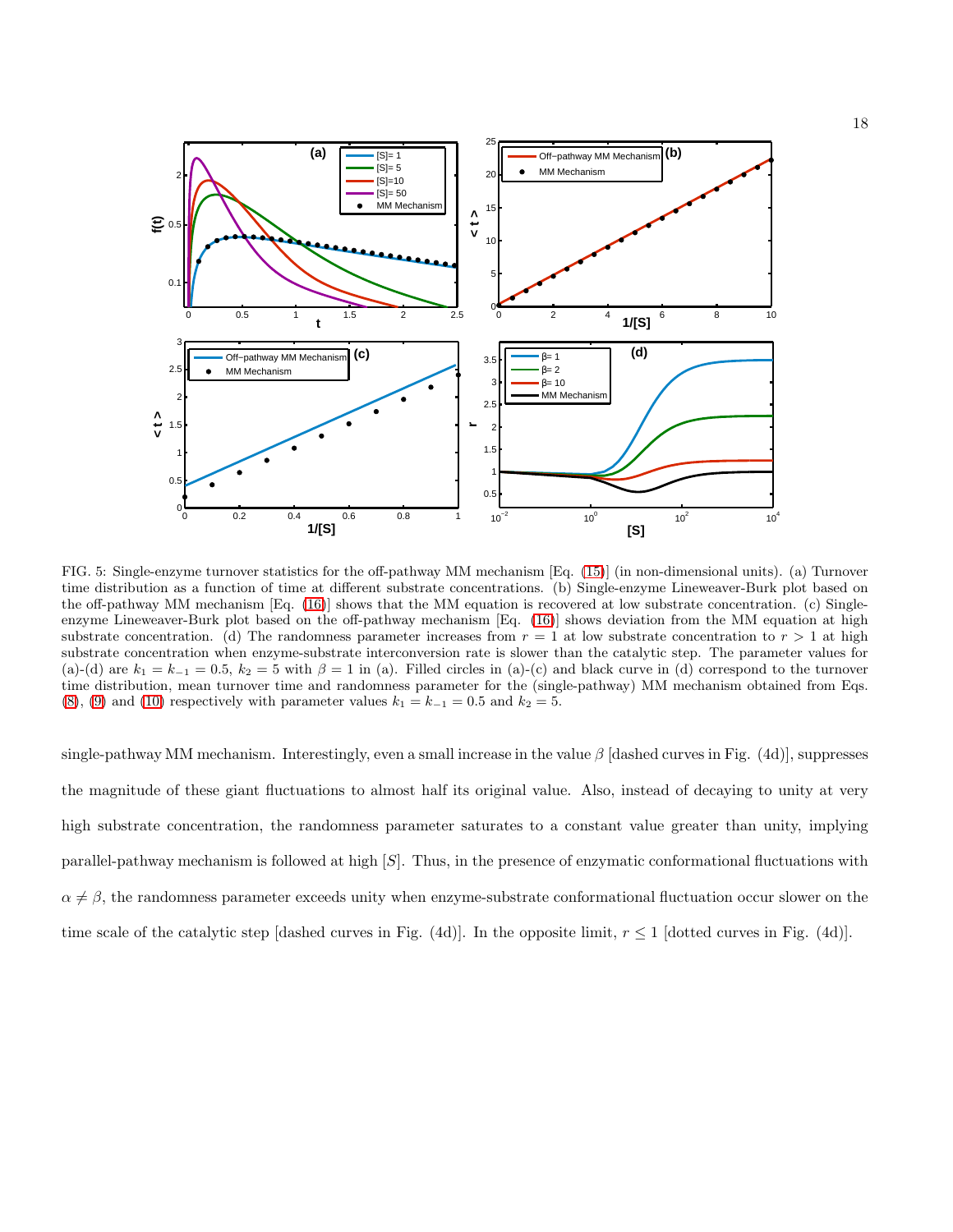FIG. 5: Single-enzyme turnover statistics for the off-pathway MM mechanism [Eq. (15)] (in non-dimensional units). (a) Turnover time distribution as a function of time at different substrate concentrations. (b) Single-enzyme Lineweaver-Burk plot based on the off-pathway MM mechanism [Eq. (16)] shows that the MM equation is recovered at low substrate concentration. (c) Single-enzyme Lineweaver-Burk plot based on the off-pathway mechanism [Eq. (16)] shows deviation from the MM equation at high substrate concentration. (d) The randomness parameter increases from $r = 1$ at low substrate concentration to $r > 1$ at high substrate concentration when enzyme-substrate interconversion rate is slower than the catalytic step. The parameter values for (a)-(d) are $k_1 = k_{-1} = 0.5$, $k_2 = 5$ with $\beta = 1$ in (a). Filled circles in (a)-(c) and black curve in (d) correspond to the turnover time distribution, mean turnover time and randomness parameter for the (single-pathway) MM mechanism obtained from Eqs. (8), (9) and (10) respectively with parameter values $k_1 = k_{-1} = 0.5$ and $k_2 = 5$.

single-pathway MM mechanism. Interestingly, even a small increase in the value $\beta$ [dashed curves in Fig. (4d)], suppresses the magnitude of these giant fluctuations to almost half its original value. Also, instead of decaying to unity at very high substrate concentration, the randomness parameter saturates to a constant value greater than unity, implying parallel-pathway mechanism is followed at high $[S]$. Thus, in the presence of enzymatic conformational fluctuations with $\alpha \neq \beta$, the randomness parameter exceeds unity when enzyme-substrate conformational fluctuation occur slower on the time scale of the catalytic step [dashed curves in Fig. (4d)]. In the opposite limit, $r \leq 1$ [dotted curves in Fig. (4d)].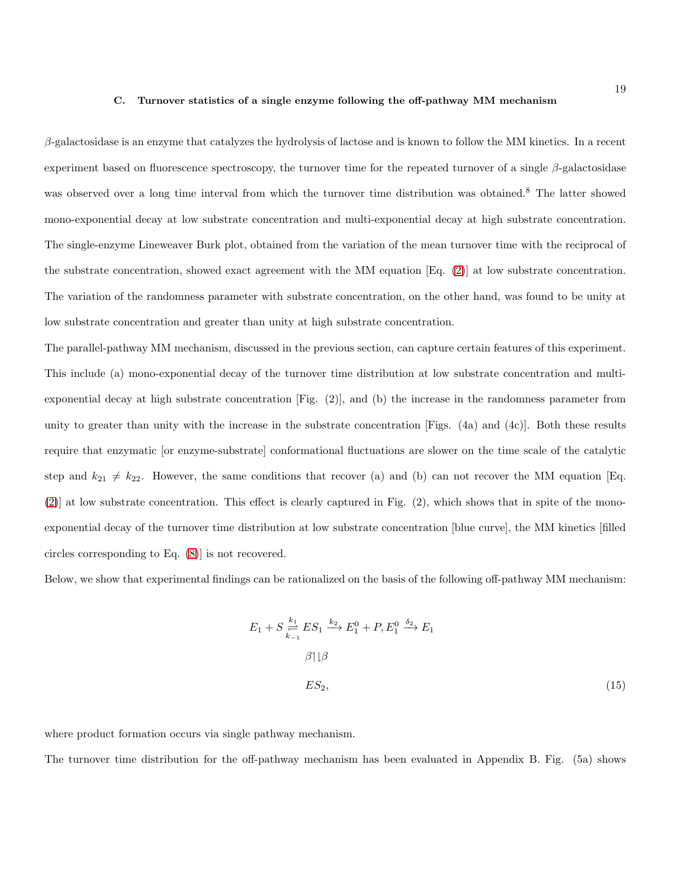### C. Turnover statistics of a single enzyme following the off-pathway MM mechanism

$\beta$-galactosidase is an enzyme that catalyzes the hydrolysis of lactose and is known to follow the MM kinetics. In a recent experiment based on fluorescence spectroscopy, the turnover time for the repeated turnover of a single $\beta$-galactosidase was observed over a long time interval from which the turnover time distribution was obtained.[8] The latter showed mono-exponential decay at low substrate concentration and multi-exponential decay at high substrate concentration. The single-enzyme Lineweaver Burk plot, obtained from the variation of the mean turnover time with the reciprocal of the substrate concentration, showed exact agreement with the MM equation [Eq. (2)] at low substrate concentration. The variation of the randomness parameter with substrate concentration, on the other hand, was found to be unity at low substrate concentration and greater than unity at high substrate concentration.

The parallel-pathway MM mechanism, discussed in the previous section, can capture certain features of this experiment. This include (a) mono-exponential decay of the turnover time distribution at low substrate concentration and multi-exponential decay at high substrate concentration [Fig. (2)], and (b) the increase in the randomness parameter from unity to greater than unity with the increase in the substrate concentration [Figs. (4a) and (4c)]. Both these results require that enzymatic [or enzyme-substrate] conformational fluctuations are slower on the time scale of the catalytic step and $k_{21} \neq k_{22}$. However, the same conditions that recover (a) and (b) can not recover the MM equation [Eq. (2)] at low substrate concentration. This effect is clearly captured in Fig. (2), which shows that in spite of the mono-exponential decay of the turnover time distribution at low substrate concentration [blue curve], the MM kinetics [filled circles corresponding to Eq. (8)] is not recovered.

Below, we show that experimental findings can be rationalized on the basis of the following off-pathway MM mechanism:

$$
\begin{array}{c}
E_1 + S \underset{k_{-1}}{\overset{k_1}{\rightleftharpoons}} ES_1 \xrightarrow{k_2} E_1^0 + P, E_1^0 \xrightarrow{\delta_2} E_1 \\
\beta \upharpoonleft\downharpoonright \beta \\
ES_2,
\end{array}
\tag{15}
$$

where product formation occurs via single pathway mechanism.

The turnover time distribution for the off-pathway mechanism has been evaluated in Appendix B. Fig. (5a) shows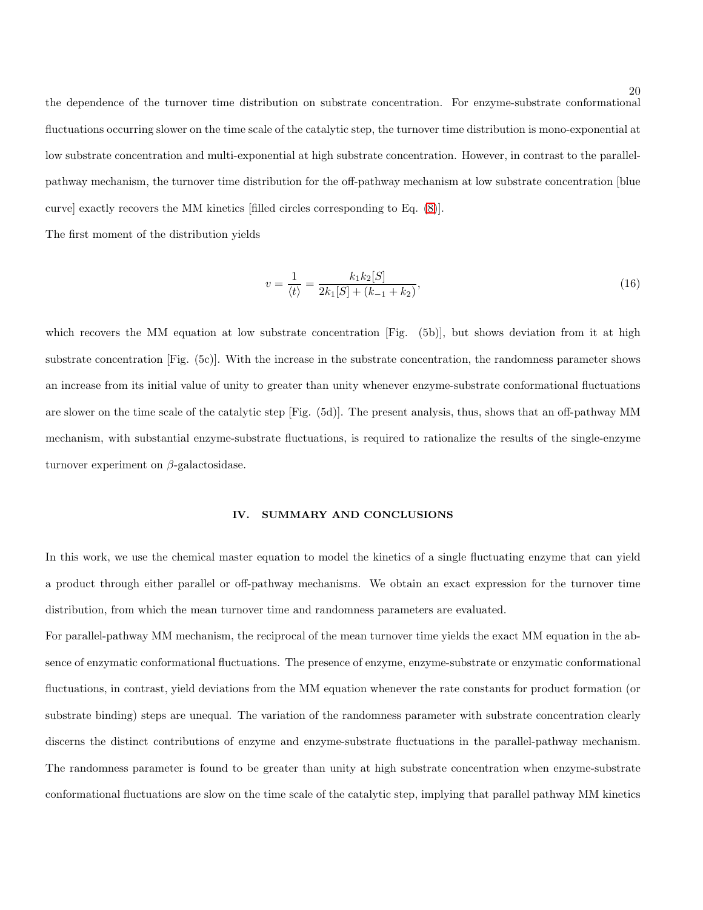the dependence of the turnover time distribution on substrate concentration. For enzyme-substrate conformational fluctuations occurring slower on the time scale of the catalytic step, the turnover time distribution is mono-exponential at low substrate concentration and multi-exponential at high substrate concentration. However, in contrast to the parallel-pathway mechanism, the turnover time distribution for the off-pathway mechanism at low substrate concentration [blue curve] exactly recovers the MM kinetics [filled circles corresponding to Eq. (8)].

The first moment of the distribution yields

$$v = \frac{1}{\langle t \rangle} = \frac{k_1 k_2 [S]}{2k_1[S] + (k_{-1} + k_2)}, \tag{16}$$

which recovers the MM equation at low substrate concentration [Fig. (5b)], but shows deviation from it at high substrate concentration [Fig. (5c)]. With the increase in the substrate concentration, the randomness parameter shows an increase from its initial value of unity to greater than unity whenever enzyme-substrate conformational fluctuations are slower on the time scale of the catalytic step [Fig. (5d)]. The present analysis, thus, shows that an off-pathway MM mechanism, with substantial enzyme-substrate fluctuations, is required to rationalize the results of the single-enzyme turnover experiment on $\beta$-galactosidase.

## IV. SUMMARY AND CONCLUSIONS

In this work, we use the chemical master equation to model the kinetics of a single fluctuating enzyme that can yield a product through either parallel or off-pathway mechanisms. We obtain an exact expression for the turnover time distribution, from which the mean turnover time and randomness parameters are evaluated.

For parallel-pathway MM mechanism, the reciprocal of the mean turnover time yields the exact MM equation in the absence of enzymatic conformational fluctuations. The presence of enzyme, enzyme-substrate or enzymatic conformational fluctuations, in contrast, yield deviations from the MM equation whenever the rate constants for product formation (or substrate binding) steps are unequal. The variation of the randomness parameter with substrate concentration clearly discerns the distinct contributions of enzyme and enzyme-substrate fluctuations in the parallel-pathway mechanism. The randomness parameter is found to be greater than unity at high substrate concentration when enzyme-substrate conformational fluctuations are slow on the time scale of the catalytic step, implying that parallel pathway MM kinetics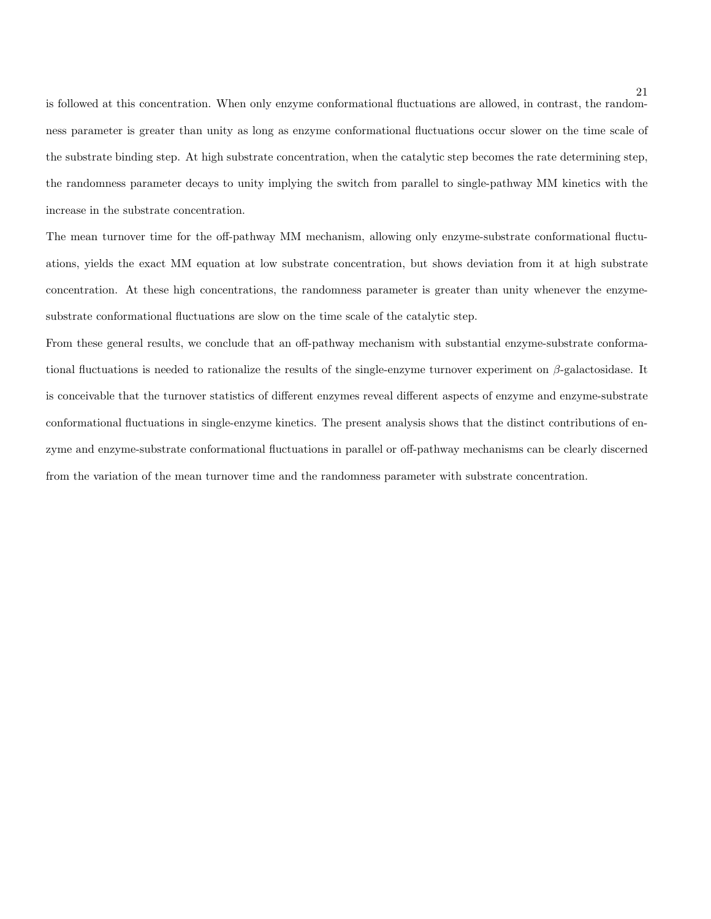is followed at this concentration. When only enzyme conformational fluctuations are allowed, in contrast, the randomness parameter is greater than unity as long as enzyme conformational fluctuations occur slower on the time scale of the substrate binding step. At high substrate concentration, when the catalytic step becomes the rate determining step, the randomness parameter decays to unity implying the switch from parallel to single-pathway MM kinetics with the increase in the substrate concentration.

The mean turnover time for the off-pathway MM mechanism, allowing only enzyme-substrate conformational fluctuations, yields the exact MM equation at low substrate concentration, but shows deviation from it at high substrate concentration. At these high concentrations, the randomness parameter is greater than unity whenever the enzyme-substrate conformational fluctuations are slow on the time scale of the catalytic step.

From these general results, we conclude that an off-pathway mechanism with substantial enzyme-substrate conformational fluctuations is needed to rationalize the results of the single-enzyme turnover experiment on $\beta$-galactosidase. It is conceivable that the turnover statistics of different enzymes reveal different aspects of enzyme and enzyme-substrate conformational fluctuations in single-enzyme kinetics. The present analysis shows that the distinct contributions of enzyme and enzyme-substrate conformational fluctuations in parallel or off-pathway mechanisms can be clearly discerned from the variation of the mean turnover time and the randomness parameter with substrate concentration.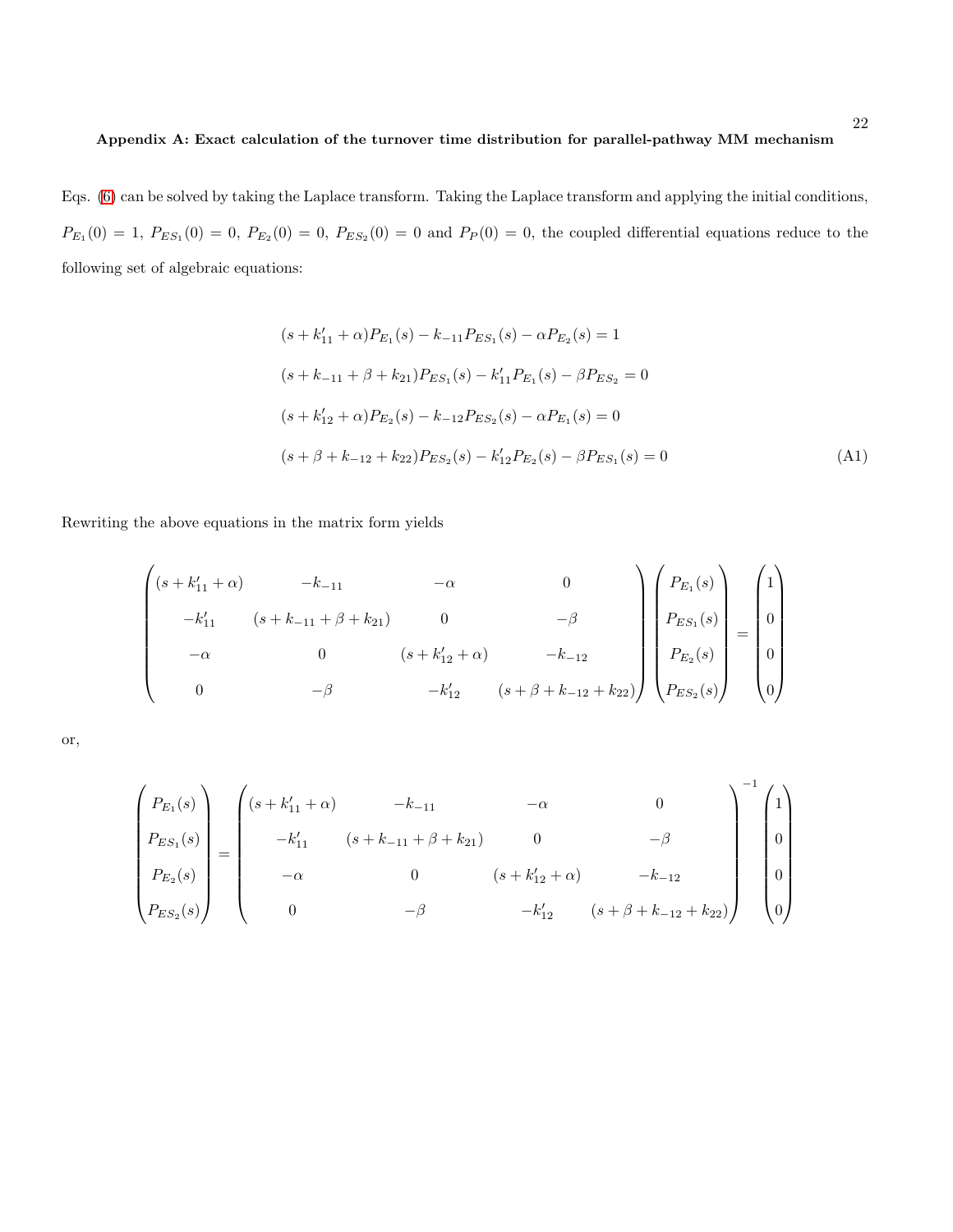### Appendix A: Exact calculation of the turnover time distribution for parallel-pathway MM mechanism

Eqs. (6) can be solved by taking the Laplace transform. Taking the Laplace transform and applying the initial conditions, $P_{E_1}(0) = 1$, $P_{ES_1}(0) = 0$, $P_{E_2}(0) = 0$, $P_{ES_2}(0) = 0$ and $P_P(0) = 0$, the coupled differential equations reduce to the following set of algebraic equations:

$$
\begin{aligned}
&(s + k'_{11} + \alpha)P_{E_1}(s) - k_{-11}P_{ES_1}(s) - \alpha P_{E_2}(s) = 1 \\
&(s + k_{-11} + \beta + k_{21})P_{ES_1}(s) - k'_{11}P_{E_1}(s) - \beta P_{ES_2} = 0 \\
&(s + k'_{12} + \alpha)P_{E_2}(s) - k_{-12}P_{ES_2}(s) - \alpha P_{E_1}(s) = 0 \\
&(s + \beta + k_{-12} + k_{22})P_{ES_2}(s) - k'_{12}P_{E_2}(s) - \beta P_{ES_1}(s) = 0
\end{aligned}
\tag{A1}
$$

Rewriting the above equations in the matrix form yields

$$
\begin{pmatrix}
(s + k'_{11} + \alpha) & -k_{-11} & -\alpha & 0 \\
-k'_{11} & (s + k_{-11} + \beta + k_{21}) & 0 & -\beta \\
-\alpha & 0 & (s + k'_{12} + \alpha) & -k_{-12} \\
0 & -\beta & -k'_{12} & (s + \beta + k_{-12} + k_{22})
\end{pmatrix}
\begin{pmatrix}
P_{E_1}(s) \\
P_{ES_1}(s) \\
P_{E_2}(s) \\
P_{ES_2}(s)
\end{pmatrix}
=
\begin{pmatrix}
1 \\
0 \\
0 \\
0
\end{pmatrix}
$$

or,

$$
\begin{pmatrix}
P_{E_1}(s) \\
P_{ES_1}(s) \\
P_{E_2}(s) \\
P_{ES_2}(s)
\end{pmatrix}
=
\begin{pmatrix}
(s + k'_{11} + \alpha) & -k_{-11} & -\alpha & 0 \\
-k'_{11} & (s + k_{-11} + \beta + k_{21}) & 0 & -\beta \\
-\alpha & 0 & (s + k'_{12} + \alpha) & -k_{-12} \\
0 & -\beta & -k'_{12} & (s + \beta + k_{-12} + k_{22})
\end{pmatrix}^{-1}
\begin{pmatrix}
1 \\
0 \\
0 \\
0
\end{pmatrix}
$$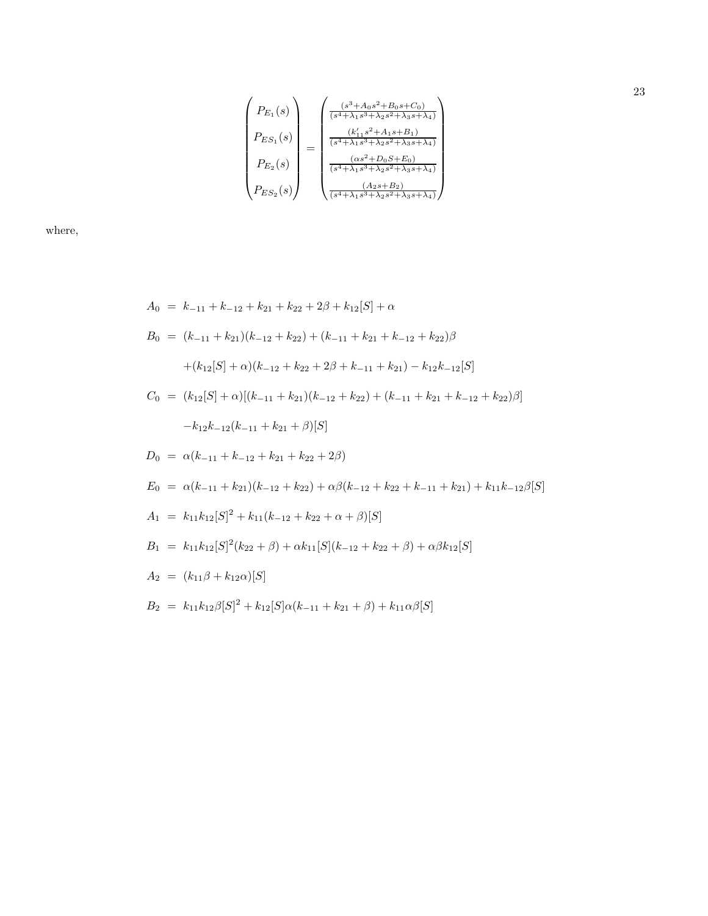$$
\begin{pmatrix} P_{E_1}(s) \\ P_{ES_1}(s) \\ P_{E_2}(s) \\ P_{ES_2}(s) \end{pmatrix} = \begin{pmatrix} \frac{(s^3+A_0 s^2+B_0 s+C_0)}{(s^4+\lambda_1 s^3+\lambda_2 s^2+\lambda_3 s+\lambda_4)} \\ \frac{(k'_{11} s^2+A_1 s+B_1)}{(s^4+\lambda_1 s^3+\lambda_2 s^2+\lambda_3 s+\lambda_4)} \\ \frac{(\alpha s^2+D_0 S+E_0)}{(s^4+\lambda_1 s^3+\lambda_2 s^2+\lambda_3 s+\lambda_4)} \\ \frac{(A_2 s+B_2)}{(s^4+\lambda_1 s^3+\lambda_2 s^2+\lambda_3 s+\lambda_4)} \end{pmatrix}
$$

where,

$$
\begin{aligned}
A_0 &= k_{-11} + k_{-12} + k_{21} + k_{22} + 2\beta + k_{12}[S] + \alpha \\
B_0 &= (k_{-11} + k_{21})(k_{-12} + k_{22}) + (k_{-11} + k_{21} + k_{-12} + k_{22})\beta \\
&\quad + (k_{12}[S] + \alpha)(k_{-12} + k_{22} + 2\beta + k_{-11} + k_{21}) - k_{12}k_{-12}[S] \\
C_0 &= (k_{12}[S] + \alpha)[(k_{-11} + k_{21})(k_{-12} + k_{22}) + (k_{-11} + k_{21} + k_{-12} + k_{22})\beta] \\
&\quad - k_{12}k_{-12}(k_{-11} + k_{21} + \beta)[S] \\
D_0 &= \alpha(k_{-11} + k_{-12} + k_{21} + k_{22} + 2\beta) \\
E_0 &= \alpha(k_{-11} + k_{21})(k_{-12} + k_{22}) + \alpha\beta(k_{-12} + k_{22} + k_{-11} + k_{21}) + k_{11}k_{-12}\beta[S] \\
A_1 &= k_{11}k_{12}[S]^2 + k_{11}(k_{-12} + k_{22} + \alpha + \beta)[S] \\
B_1 &= k_{11}k_{12}[S]^2(k_{22} + \beta) + \alpha k_{11}[S](k_{-12} + k_{22} + \beta) + \alpha\beta k_{12}[S] \\
A_2 &= (k_{11}\beta + k_{12}\alpha)[S] \\
B_2 &= k_{11}k_{12}\beta[S]^2 + k_{12}[S]\alpha(k_{-11} + k_{21} + \beta) + k_{11}\alpha\beta[S]
\end{aligned}
$$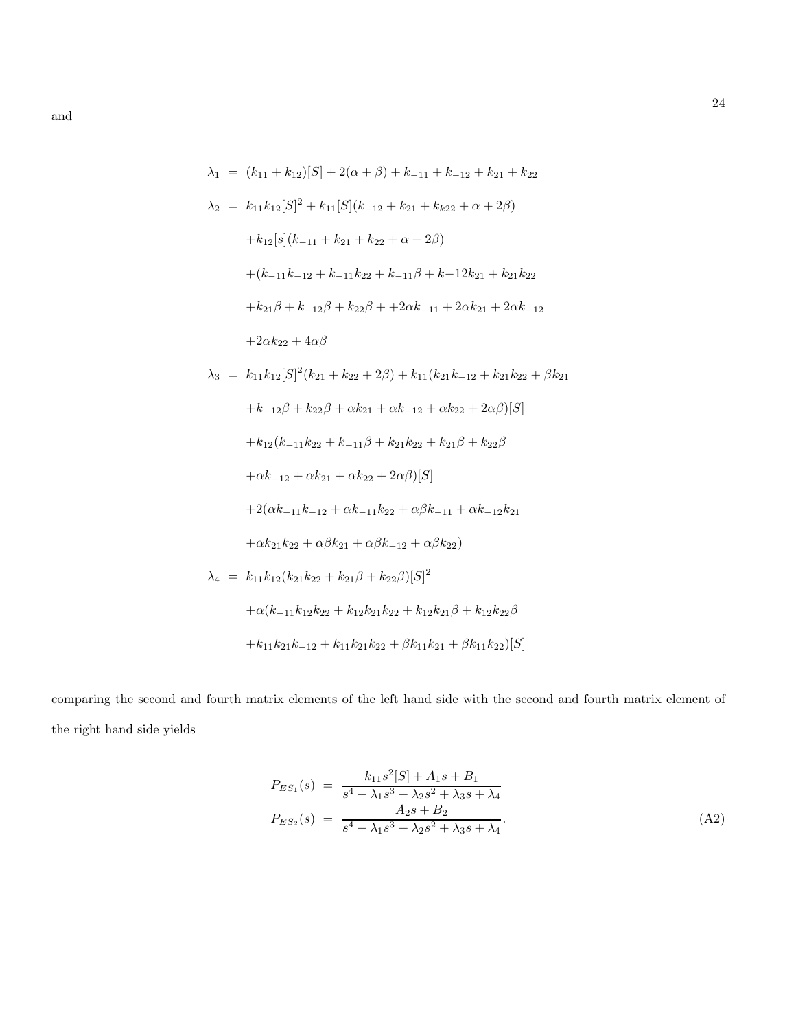and

$$
\begin{aligned}
\lambda_1 &= (k_{11}+k_{12})[S] + 2(\alpha+\beta) + k_{-11} + k_{-12} + k_{21} + k_{22} \\
\lambda_2 &= k_{11}k_{12}[S]^2 + k_{11}[S](k_{-12} + k_{21} + k_{k22} + \alpha + 2\beta) \\
&\quad + k_{12}[s](k_{-11} + k_{21} + k_{22} + \alpha + 2\beta) \\
&\quad + (k_{-11}k_{-12} + k_{-11}k_{22} + k_{-11}\beta + k{-}12k_{21} + k_{21}k_{22} \\
&\quad + k_{21}\beta + k_{-12}\beta + k_{22}\beta + +2\alpha k_{-11} + 2\alpha k_{21} + 2\alpha k_{-12} \\
&\quad + 2\alpha k_{22} + 4\alpha\beta \\
\lambda_3 &= k_{11}k_{12}[S]^2(k_{21} + k_{22} + 2\beta) + k_{11}(k_{21}k_{-12} + k_{21}k_{22} + \beta k_{21} \\
&\quad + k_{-12}\beta + k_{22}\beta + \alpha k_{21} + \alpha k_{-12} + \alpha k_{22} + 2\alpha\beta)[S] \\
&\quad + k_{12}(k_{-11}k_{22} + k_{-11}\beta + k_{21}k_{22} + k_{21}\beta + k_{22}\beta \\
&\quad + \alpha k_{-12} + \alpha k_{21} + \alpha k_{22} + 2\alpha\beta)[S] \\
&\quad + 2(\alpha k_{-11}k_{-12} + \alpha k_{-11}k_{22} + \alpha\beta k_{-11} + \alpha k_{-12}k_{21} \\
&\quad + \alpha k_{21}k_{22} + \alpha\beta k_{21} + \alpha\beta k_{-12} + \alpha\beta k_{22}) \\
\lambda_4 &= k_{11}k_{12}(k_{21}k_{22} + k_{21}\beta + k_{22}\beta)[S]^2 \\
&\quad + \alpha(k_{-11}k_{12}k_{22} + k_{12}k_{21}k_{22} + k_{12}k_{21}\beta + k_{12}k_{22}\beta \\
&\quad + k_{11}k_{21}k_{-12} + k_{11}k_{21}k_{22} + \beta k_{11}k_{21} + \beta k_{11}k_{22})[S]
\end{aligned}
$$

comparing the second and fourth matrix elements of the left hand side with the second and fourth matrix element of the right hand side yields

$$
\begin{aligned}
P_{ES_1}(s) &= \frac{k_{11}s^2[S] + A_1 s + B_1}{s^4 + \lambda_1 s^3 + \lambda_2 s^2 + \lambda_3 s + \lambda_4} \\
P_{ES_2}(s) &= \frac{A_2 s + B_2}{s^4 + \lambda_1 s^3 + \lambda_2 s^2 + \lambda_3 s + \lambda_4}.
\end{aligned}
\tag{A2}
$$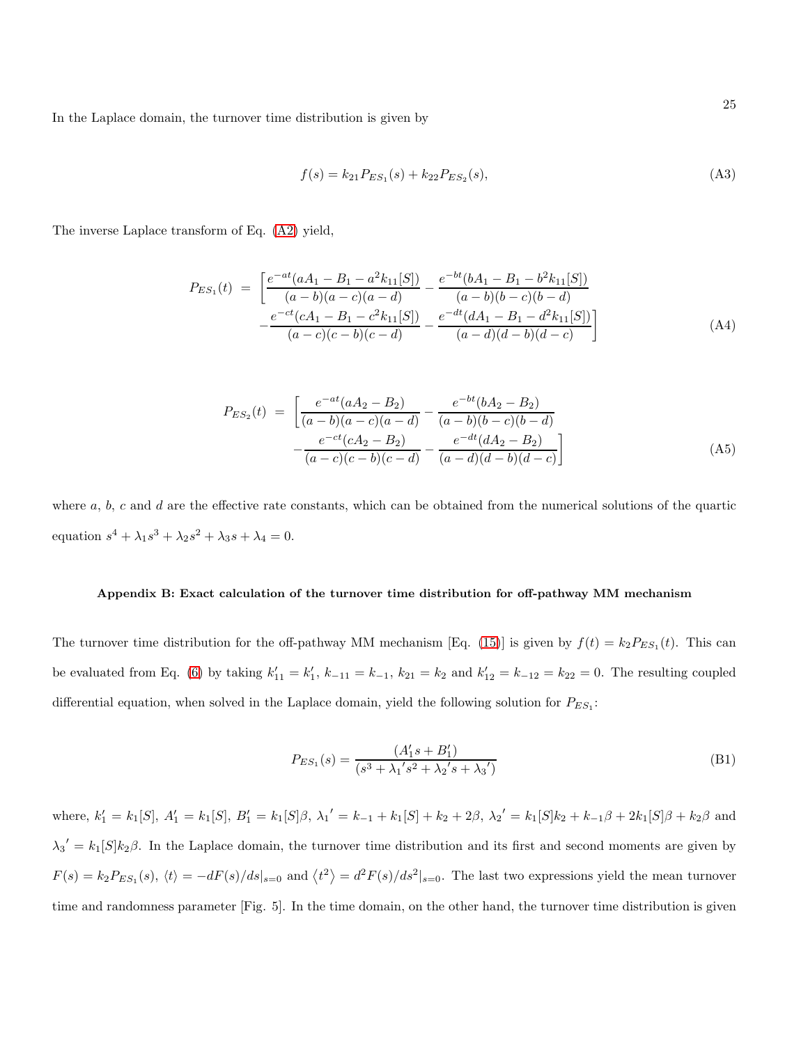In the Laplace domain, the turnover time distribution is given by

$$f(s) = k_{21}P_{ES_1}(s) + k_{22}P_{ES_2}(s), \tag{A3}$$

The inverse Laplace transform of Eq. (A2) yield,

$$\begin{aligned} P_{ES_1}(t) \;=\; \Bigg[ & \frac{e^{-at}(aA_1 - B_1 - a^2k_{11}[S])}{(a-b)(a-c)(a-d)} - \frac{e^{-bt}(bA_1 - B_1 - b^2k_{11}[S])}{(a-b)(b-c)(b-d)} \\ & - \frac{e^{-ct}(cA_1 - B_1 - c^2k_{11}[S])}{(a-c)(c-b)(c-d)} - \frac{e^{-dt}(dA_1 - B_1 - d^2k_{11}[S])}{(a-d)(d-b)(d-c)} \Bigg] \end{aligned} \tag{A4}$$

$$\begin{aligned} P_{ES_2}(t) \;=\; \Bigg[ & \frac{e^{-at}(aA_2 - B_2)}{(a-b)(a-c)(a-d)} - \frac{e^{-bt}(bA_2 - B_2)}{(a-b)(b-c)(b-d)} \\ & - \frac{e^{-ct}(cA_2 - B_2)}{(a-c)(c-b)(c-d)} - \frac{e^{-dt}(dA_2 - B_2)}{(a-d)(d-b)(d-c)} \Bigg] \end{aligned} \tag{A5}$$

where $a$, $b$, $c$ and $d$ are the effective rate constants, which can be obtained from the numerical solutions of the quartic equation $s^4 + \lambda_1 s^3 + \lambda_2 s^2 + \lambda_3 s + \lambda_4 = 0$.

#### Appendix B: Exact calculation of the turnover time distribution for off-pathway MM mechanism

The turnover time distribution for the off-pathway MM mechanism [Eq. (15)] is given by $f(t) = k_2 P_{ES_1}(t)$. This can be evaluated from Eq. (6) by taking $k'_{11} = k'_1$, $k_{-11} = k_{-1}$, $k_{21} = k_2$ and $k'_{12} = k_{-12} = k_{22} = 0$. The resulting coupled differential equation, when solved in the Laplace domain, yield the following solution for $P_{ES_1}$:

$$P_{ES_1}(s) = \frac{(A'_1 s + B'_1)}{(s^3 + {\lambda_1}' s^2 + {\lambda_2}' s + {\lambda_3}')} \tag{B1}$$

where, $k'_1 = k_1[S]$, $A'_1 = k_1[S]$, $B'_1 = k_1[S]\beta$, ${\lambda_1}' = k_{-1} + k_1[S] + k_2 + 2\beta$, ${\lambda_2}' = k_1[S]k_2 + k_{-1}\beta + 2k_1[S]\beta + k_2\beta$ and ${\lambda_3}' = k_1[S]k_2\beta$. In the Laplace domain, the turnover time distribution and its first and second moments are given by $F(s) = k_2 P_{ES_1}(s)$, $\langle t \rangle = -dF(s)/ds|_{s=0}$ and $\langle t^2 \rangle = d^2F(s)/ds^2|_{s=0}$. The last two expressions yield the mean turnover time and randomness parameter [Fig. 5]. In the time domain, on the other hand, the turnover time distribution is given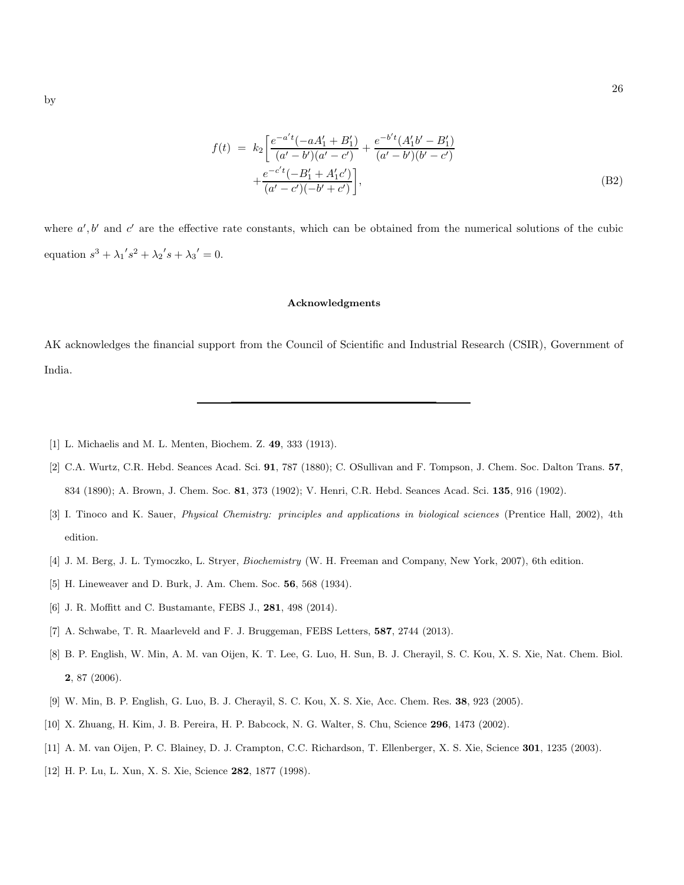by

$$
\begin{aligned}
f(t) \ = \ k_2 \bigg[ & \frac{e^{-a't}(-aA_1' + B_1')}{(a'-b')(a'-c')} + \frac{e^{-b't}(A_1'b' - B_1')}{(a'-b')(b'-c')} \\
& + \frac{e^{-c't}(-B_1' + A_1'c')}{(a'-c')(-b'+c')} \bigg],
\end{aligned} \tag{B2}
$$

where $a', b'$ and $c'$ are the effective rate constants, which can be obtained from the numerical solutions of the cubic equation $s^3 + {\lambda_1}' s^2 + {\lambda_2}' s + {\lambda_3}' = 0$.

### Acknowledgments

AK acknowledges the financial support from the Council of Scientific and Industrial Research (CSIR), Government of India.

---

[1] L. Michaelis and M. L. Menten, Biochem. Z. **49**, 333 (1913).

[2] C.A. Wurtz, C.R. Hebd. Seances Acad. Sci. **91**, 787 (1880); C. OSullivan and F. Tompson, J. Chem. Soc. Dalton Trans. **57**, 834 (1890); A. Brown, J. Chem. Soc. **81**, 373 (1902); V. Henri, C.R. Hebd. Seances Acad. Sci. **135**, 916 (1902).

[3] I. Tinoco and K. Sauer, *Physical Chemistry: principles and applications in biological sciences* (Prentice Hall, 2002), 4th edition.

[4] J. M. Berg, J. L. Tymoczko, L. Stryer, *Biochemistry* (W. H. Freeman and Company, New York, 2007), 6th edition.

[5] H. Lineweaver and D. Burk, J. Am. Chem. Soc. **56**, 568 (1934).

[6] J. R. Moffitt and C. Bustamante, FEBS J., **281**, 498 (2014).

[7] A. Schwabe, T. R. Maarleveld and F. J. Bruggeman, FEBS Letters, **587**, 2744 (2013).

[8] B. P. English, W. Min, A. M. van Oijen, K. T. Lee, G. Luo, H. Sun, B. J. Cherayil, S. C. Kou, X. S. Xie, Nat. Chem. Biol. **2**, 87 (2006).

[9] W. Min, B. P. English, G. Luo, B. J. Cherayil, S. C. Kou, X. S. Xie, Acc. Chem. Res. **38**, 923 (2005).

[10] X. Zhuang, H. Kim, J. B. Pereira, H. P. Babcock, N. G. Walter, S. Chu, Science **296**, 1473 (2002).

[11] A. M. van Oijen, P. C. Blainey, D. J. Crampton, C.C. Richardson, T. Ellenberger, X. S. Xie, Science **301**, 1235 (2003).

[12] H. P. Lu, L. Xun, X. S. Xie, Science **282**, 1877 (1998).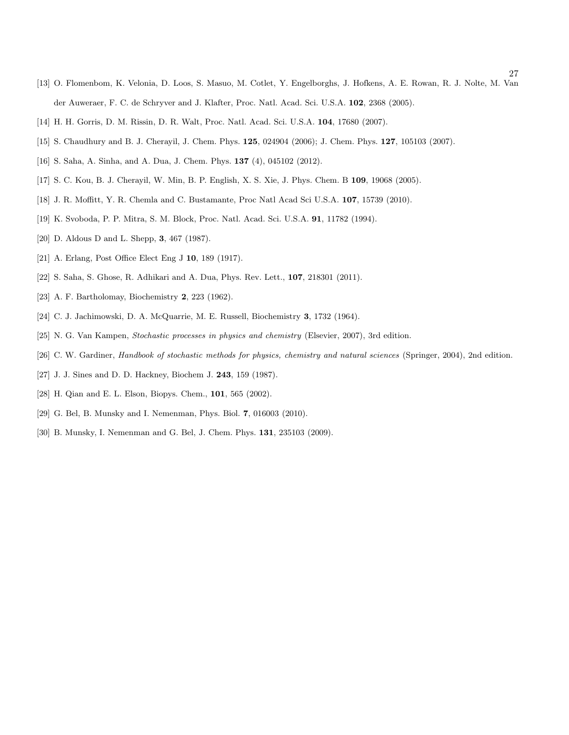[13] O. Flomenbom, K. Velonia, D. Loos, S. Masuo, M. Cotlet, Y. Engelborghs, J. Hofkens, A. E. Rowan, R. J. Nolte, M. Van der Auweraer, F. C. de Schryver and J. Klafter, Proc. Natl. Acad. Sci. U.S.A. **102**, 2368 (2005).

[14] H. H. Gorris, D. M. Rissin, D. R. Walt, Proc. Natl. Acad. Sci. U.S.A. **104**, 17680 (2007).

[15] S. Chaudhury and B. J. Cherayil, J. Chem. Phys. **125**, 024904 (2006); J. Chem. Phys. **127**, 105103 (2007).

[16] S. Saha, A. Sinha, and A. Dua, J. Chem. Phys. **137** (4), 045102 (2012).

[17] S. C. Kou, B. J. Cherayil, W. Min, B. P. English, X. S. Xie, J. Phys. Chem. B **109**, 19068 (2005).

[18] J. R. Moffitt, Y. R. Chemla and C. Bustamante, Proc Natl Acad Sci U.S.A. **107**, 15739 (2010).

[19] K. Svoboda, P. P. Mitra, S. M. Block, Proc. Natl. Acad. Sci. U.S.A. **91**, 11782 (1994).

[20] D. Aldous D and L. Shepp, **3**, 467 (1987).

[21] A. Erlang, Post Office Elect Eng J **10**, 189 (1917).

[22] S. Saha, S. Ghose, R. Adhikari and A. Dua, Phys. Rev. Lett., **107**, 218301 (2011).

[23] A. F. Bartholomay, Biochemistry **2**, 223 (1962).

[24] C. J. Jachimowski, D. A. McQuarrie, M. E. Russell, Biochemistry **3**, 1732 (1964).

[25] N. G. Van Kampen, *Stochastic processes in physics and chemistry* (Elsevier, 2007), 3rd edition.

[26] C. W. Gardiner, *Handbook of stochastic methods for physics, chemistry and natural sciences* (Springer, 2004), 2nd edition.

[27] J. J. Sines and D. D. Hackney, Biochem J. **243**, 159 (1987).

[28] H. Qian and E. L. Elson, Biopys. Chem., **101**, 565 (2002).

[29] G. Bel, B. Munsky and I. Nemenman, Phys. Biol. **7**, 016003 (2010).

[30] B. Munsky, I. Nemenman and G. Bel, J. Chem. Phys. **131**, 235103 (2009).